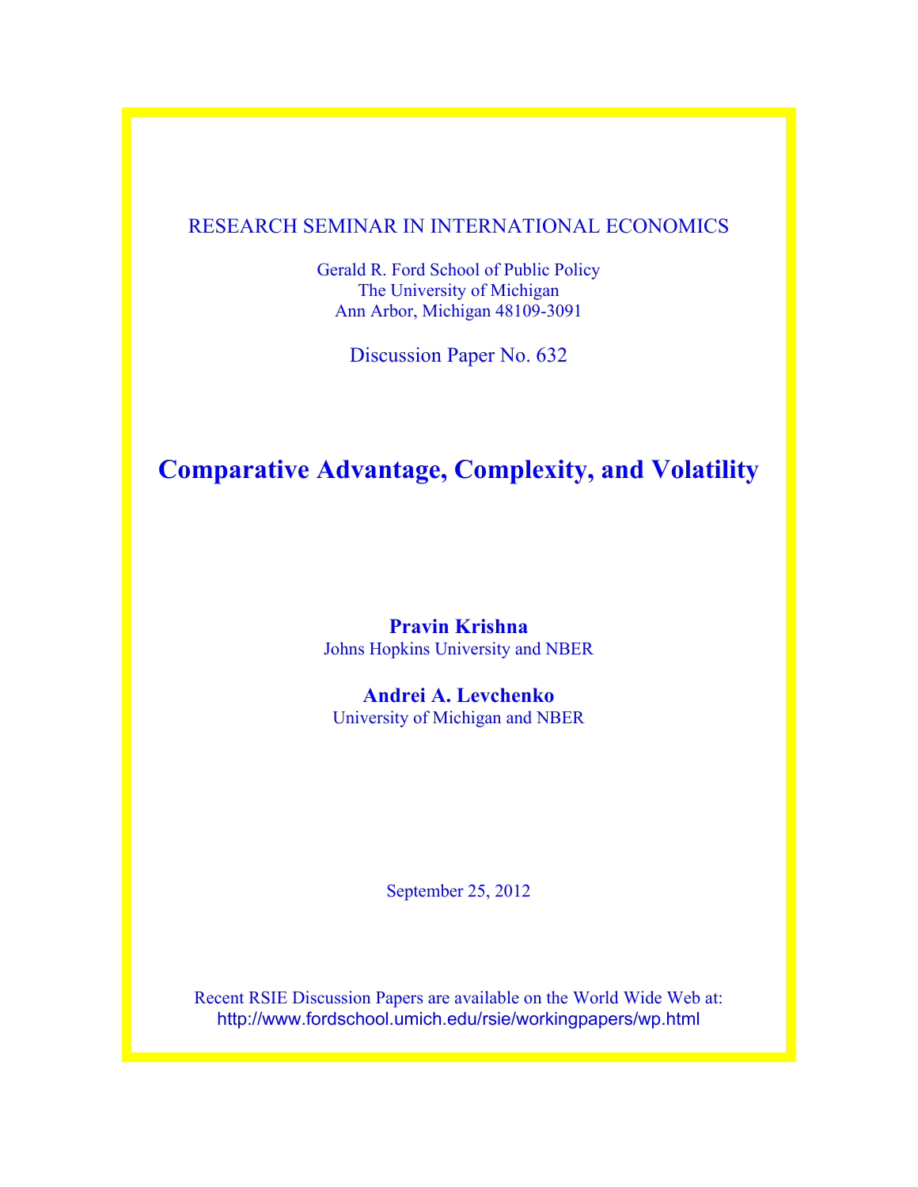RESEARCH SEMINAR IN INTERNATIONAL ECONOMICS

Gerald R. Ford School of Public Policy
The University of Michigan
Ann Arbor, Michigan 48109-3091

Discussion Paper No. 632

# Comparative Advantage, Complexity, and Volatility

**Pravin Krishna**
Johns Hopkins University and NBER

**Andrei A. Levchenko**
University of Michigan and NBER

September 25, 2012

Recent RSIE Discussion Papers are available on the World Wide Web at:
http://www.fordschool.umich.edu/rsie/workingpapers/wp.html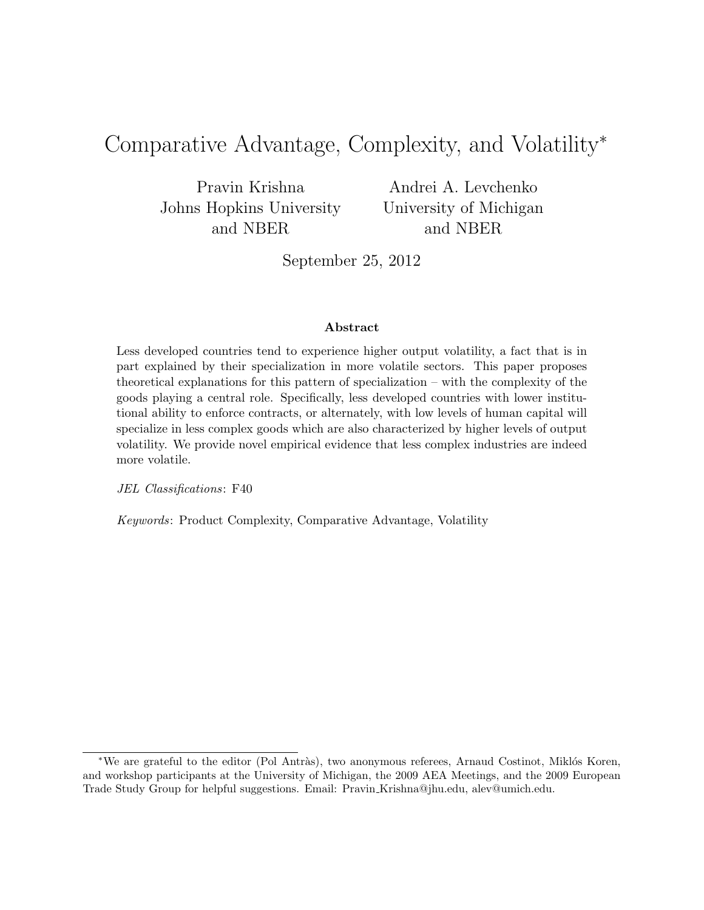# Comparative Advantage, Complexity, and Volatility*

Pravin Krishna
Johns Hopkins University
and NBER

Andrei A. Levchenko
University of Michigan
and NBER

September 25, 2012

**Abstract**

Less developed countries tend to experience higher output volatility, a fact that is in part explained by their specialization in more volatile sectors. This paper proposes theoretical explanations for this pattern of specialization – with the complexity of the goods playing a central role. Specifically, less developed countries with lower institutional ability to enforce contracts, or alternately, with low levels of human capital will specialize in less complex goods which are also characterized by higher levels of output volatility. We provide novel empirical evidence that less complex industries are indeed more volatile.

*JEL Classifications*: F40

*Keywords*: Product Complexity, Comparative Advantage, Volatility

---

*We are grateful to the editor (Pol Antràs), two anonymous referees, Arnaud Costinot, Miklós Koren, and workshop participants at the University of Michigan, the 2009 AEA Meetings, and the 2009 European Trade Study Group for helpful suggestions. Email: Pravin_Krishna@jhu.edu, alev@umich.edu.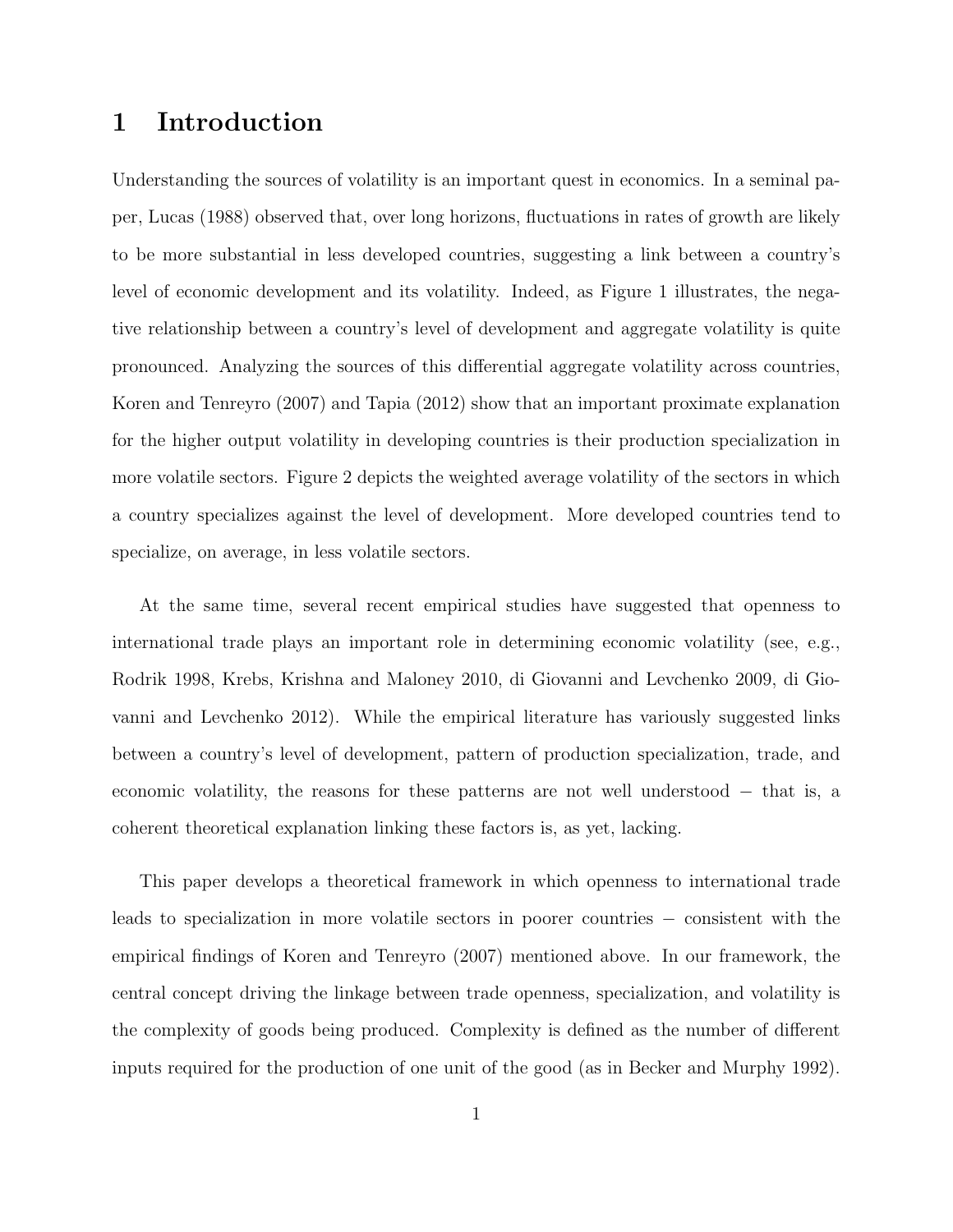# 1 Introduction

Understanding the sources of volatility is an important quest in economics. In a seminal paper, Lucas (1988) observed that, over long horizons, fluctuations in rates of growth are likely to be more substantial in less developed countries, suggesting a link between a country's level of economic development and its volatility. Indeed, as Figure 1 illustrates, the negative relationship between a country's level of development and aggregate volatility is quite pronounced. Analyzing the sources of this differential aggregate volatility across countries, Koren and Tenreyro (2007) and Tapia (2012) show that an important proximate explanation for the higher output volatility in developing countries is their production specialization in more volatile sectors. Figure 2 depicts the weighted average volatility of the sectors in which a country specializes against the level of development. More developed countries tend to specialize, on average, in less volatile sectors.

At the same time, several recent empirical studies have suggested that openness to international trade plays an important role in determining economic volatility (see, e.g., Rodrik 1998, Krebs, Krishna and Maloney 2010, di Giovanni and Levchenko 2009, di Giovanni and Levchenko 2012). While the empirical literature has variously suggested links between a country's level of development, pattern of production specialization, trade, and economic volatility, the reasons for these patterns are not well understood − that is, a coherent theoretical explanation linking these factors is, as yet, lacking.

This paper develops a theoretical framework in which openness to international trade leads to specialization in more volatile sectors in poorer countries − consistent with the empirical findings of Koren and Tenreyro (2007) mentioned above. In our framework, the central concept driving the linkage between trade openness, specialization, and volatility is the complexity of goods being produced. Complexity is defined as the number of different inputs required for the production of one unit of the good (as in Becker and Murphy 1992).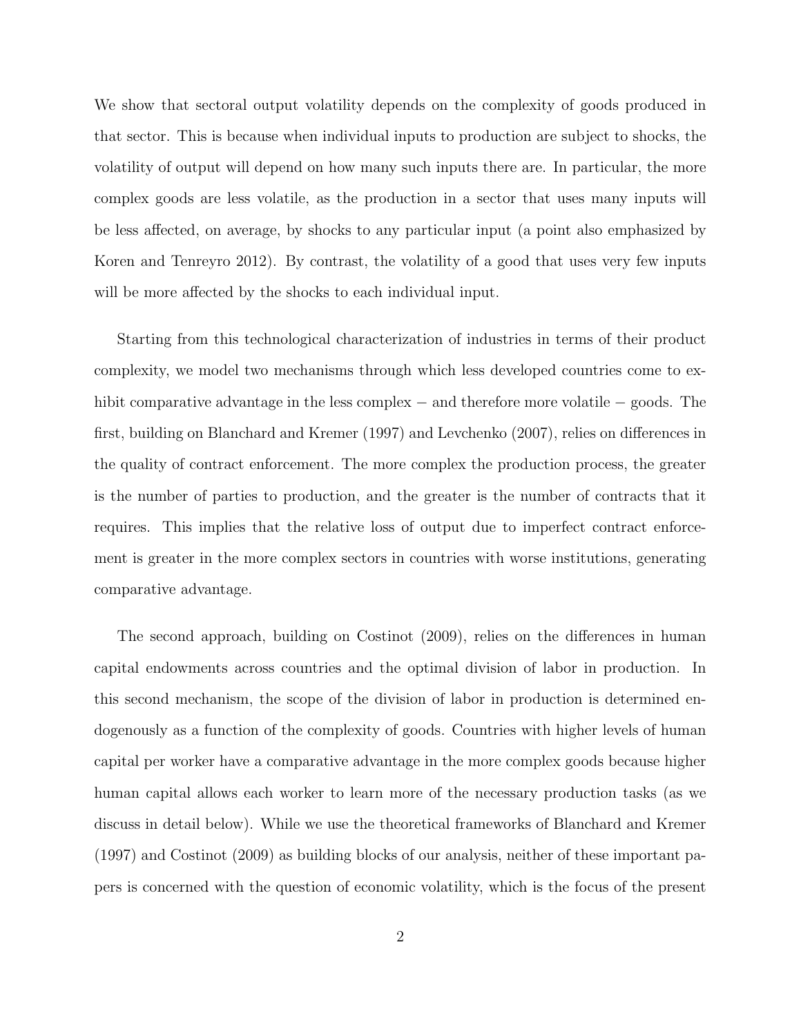We show that sectoral output volatility depends on the complexity of goods produced in that sector. This is because when individual inputs to production are subject to shocks, the volatility of output will depend on how many such inputs there are. In particular, the more complex goods are less volatile, as the production in a sector that uses many inputs will be less affected, on average, by shocks to any particular input (a point also emphasized by Koren and Tenreyro 2012). By contrast, the volatility of a good that uses very few inputs will be more affected by the shocks to each individual input.

Starting from this technological characterization of industries in terms of their product complexity, we model two mechanisms through which less developed countries come to exhibit comparative advantage in the less complex − and therefore more volatile − goods. The first, building on Blanchard and Kremer (1997) and Levchenko (2007), relies on differences in the quality of contract enforcement. The more complex the production process, the greater is the number of parties to production, and the greater is the number of contracts that it requires. This implies that the relative loss of output due to imperfect contract enforcement is greater in the more complex sectors in countries with worse institutions, generating comparative advantage.

The second approach, building on Costinot (2009), relies on the differences in human capital endowments across countries and the optimal division of labor in production. In this second mechanism, the scope of the division of labor in production is determined endogenously as a function of the complexity of goods. Countries with higher levels of human capital per worker have a comparative advantage in the more complex goods because higher human capital allows each worker to learn more of the necessary production tasks (as we discuss in detail below). While we use the theoretical frameworks of Blanchard and Kremer (1997) and Costinot (2009) as building blocks of our analysis, neither of these important papers is concerned with the question of economic volatility, which is the focus of the present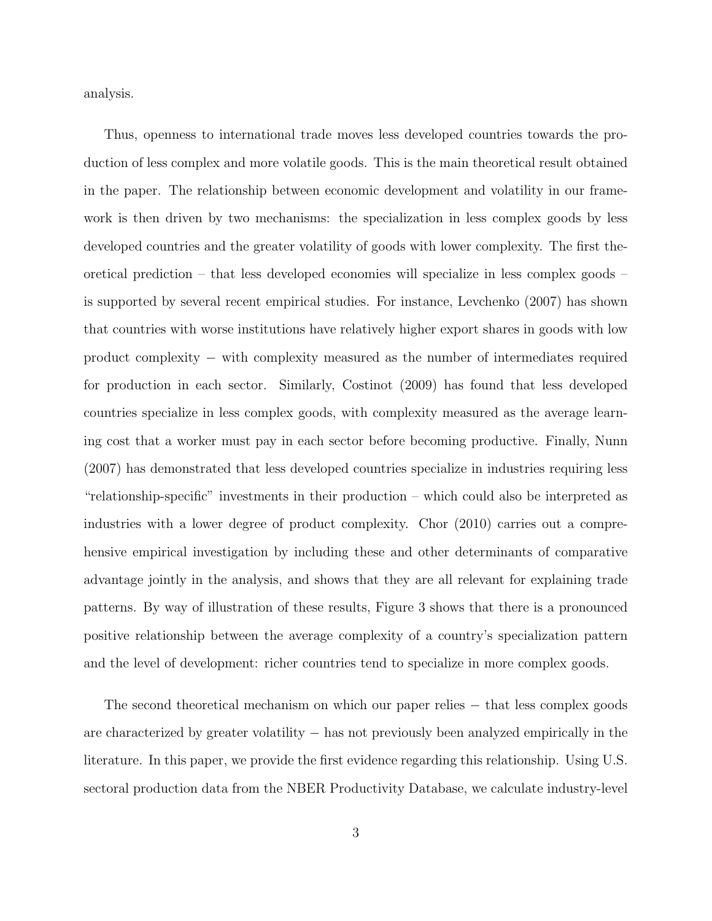analysis.

Thus, openness to international trade moves less developed countries towards the production of less complex and more volatile goods. This is the main theoretical result obtained in the paper. The relationship between economic development and volatility in our framework is then driven by two mechanisms: the specialization in less complex goods by less developed countries and the greater volatility of goods with lower complexity. The first theoretical prediction – that less developed economies will specialize in less complex goods – is supported by several recent empirical studies. For instance, Levchenko (2007) has shown that countries with worse institutions have relatively higher export shares in goods with low product complexity − with complexity measured as the number of intermediates required for production in each sector. Similarly, Costinot (2009) has found that less developed countries specialize in less complex goods, with complexity measured as the average learning cost that a worker must pay in each sector before becoming productive. Finally, Nunn (2007) has demonstrated that less developed countries specialize in industries requiring less "relationship-specific" investments in their production – which could also be interpreted as industries with a lower degree of product complexity. Chor (2010) carries out a comprehensive empirical investigation by including these and other determinants of comparative advantage jointly in the analysis, and shows that they are all relevant for explaining trade patterns. By way of illustration of these results, Figure 3 shows that there is a pronounced positive relationship between the average complexity of a country's specialization pattern and the level of development: richer countries tend to specialize in more complex goods.

The second theoretical mechanism on which our paper relies − that less complex goods are characterized by greater volatility − has not previously been analyzed empirically in the literature. In this paper, we provide the first evidence regarding this relationship. Using U.S. sectoral production data from the NBER Productivity Database, we calculate industry-level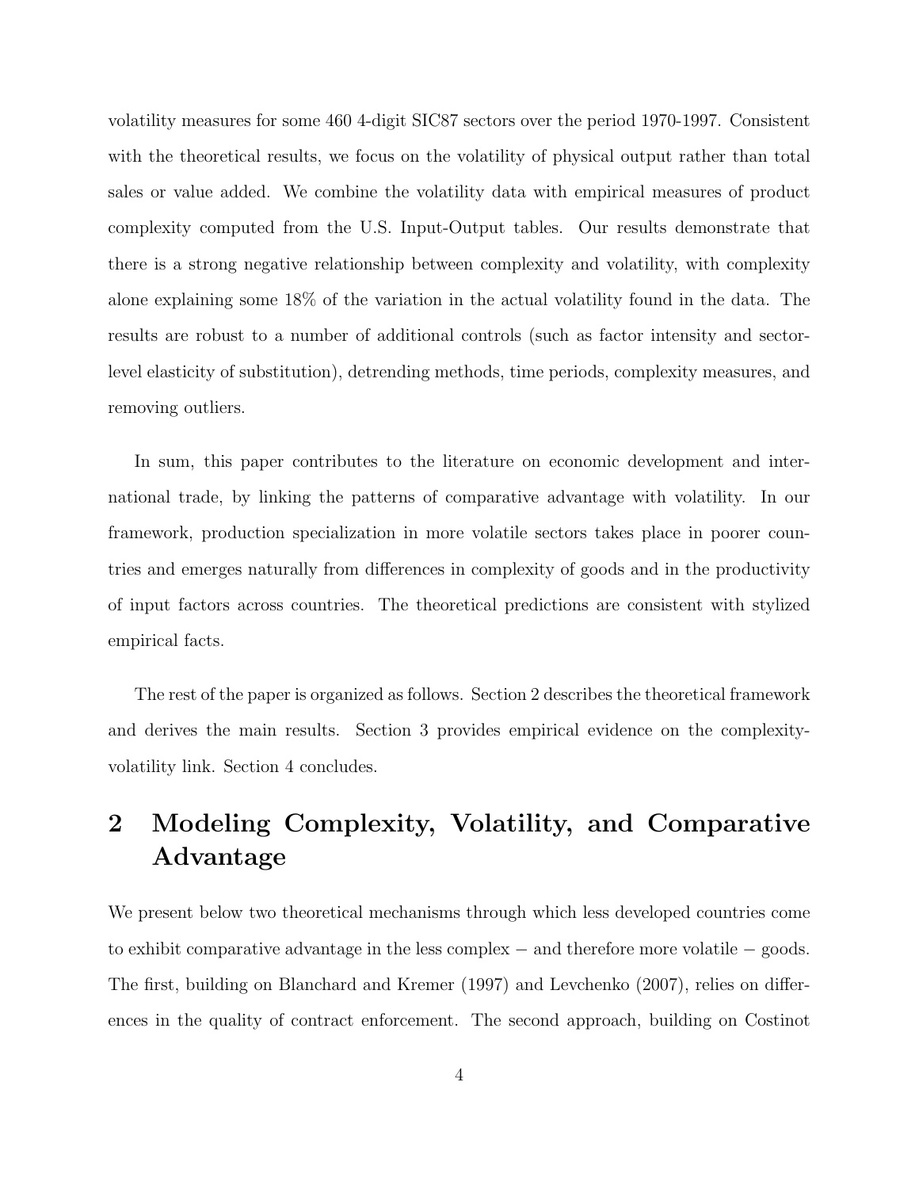volatility measures for some 460 4-digit SIC87 sectors over the period 1970-1997. Consistent with the theoretical results, we focus on the volatility of physical output rather than total sales or value added. We combine the volatility data with empirical measures of product complexity computed from the U.S. Input-Output tables. Our results demonstrate that there is a strong negative relationship between complexity and volatility, with complexity alone explaining some 18% of the variation in the actual volatility found in the data. The results are robust to a number of additional controls (such as factor intensity and sector-level elasticity of substitution), detrending methods, time periods, complexity measures, and removing outliers.

In sum, this paper contributes to the literature on economic development and international trade, by linking the patterns of comparative advantage with volatility. In our framework, production specialization in more volatile sectors takes place in poorer countries and emerges naturally from differences in complexity of goods and in the productivity of input factors across countries. The theoretical predictions are consistent with stylized empirical facts.

The rest of the paper is organized as follows. Section 2 describes the theoretical framework and derives the main results. Section 3 provides empirical evidence on the complexity-volatility link. Section 4 concludes.

# 2 Modeling Complexity, Volatility, and Comparative Advantage

We present below two theoretical mechanisms through which less developed countries come to exhibit comparative advantage in the less complex − and therefore more volatile − goods. The first, building on Blanchard and Kremer (1997) and Levchenko (2007), relies on differences in the quality of contract enforcement. The second approach, building on Costinot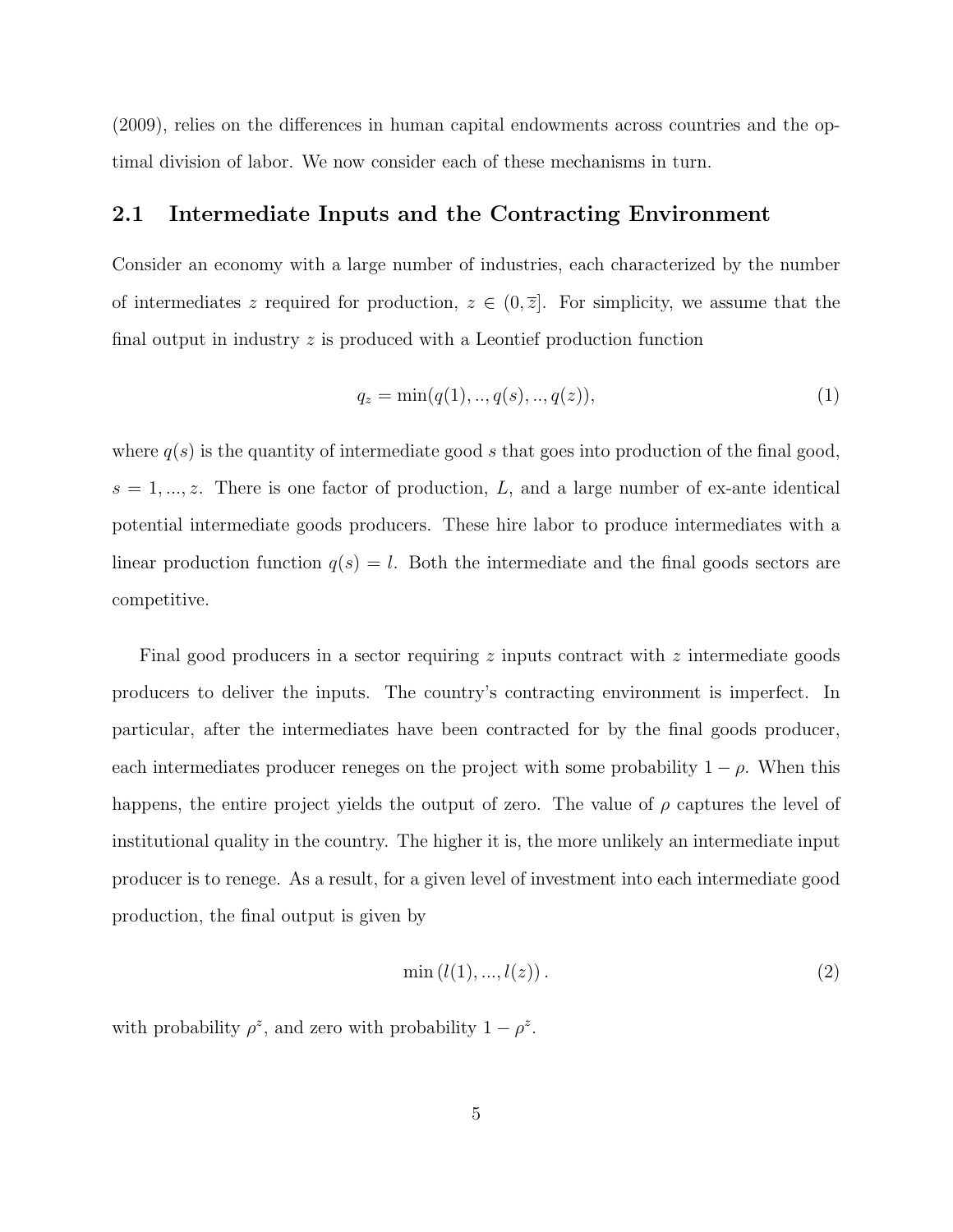(2009), relies on the differences in human capital endowments across countries and the optimal division of labor. We now consider each of these mechanisms in turn.

## 2.1 Intermediate Inputs and the Contracting Environment

Consider an economy with a large number of industries, each characterized by the number of intermediates $z$ required for production, $z \in (0, \overline{z}]$. For simplicity, we assume that the final output in industry $z$ is produced with a Leontief production function

$$q_z = \min(q(1), .., q(s), .., q(z)), \tag{1}$$

where $q(s)$ is the quantity of intermediate good $s$ that goes into production of the final good, $s = 1, ..., z$. There is one factor of production, $L$, and a large number of ex-ante identical potential intermediate goods producers. These hire labor to produce intermediates with a linear production function $q(s) = l$. Both the intermediate and the final goods sectors are competitive.

Final good producers in a sector requiring $z$ inputs contract with $z$ intermediate goods producers to deliver the inputs. The country's contracting environment is imperfect. In particular, after the intermediates have been contracted for by the final goods producer, each intermediates producer reneges on the project with some probability $1 - \rho$. When this happens, the entire project yields the output of zero. The value of $\rho$ captures the level of institutional quality in the country. The higher it is, the more unlikely an intermediate input producer is to renege. As a result, for a given level of investment into each intermediate good production, the final output is given by

$$\min\left(l(1), ..., l(z)\right). \tag{2}$$

with probability $\rho^z$, and zero with probability $1 - \rho^z$.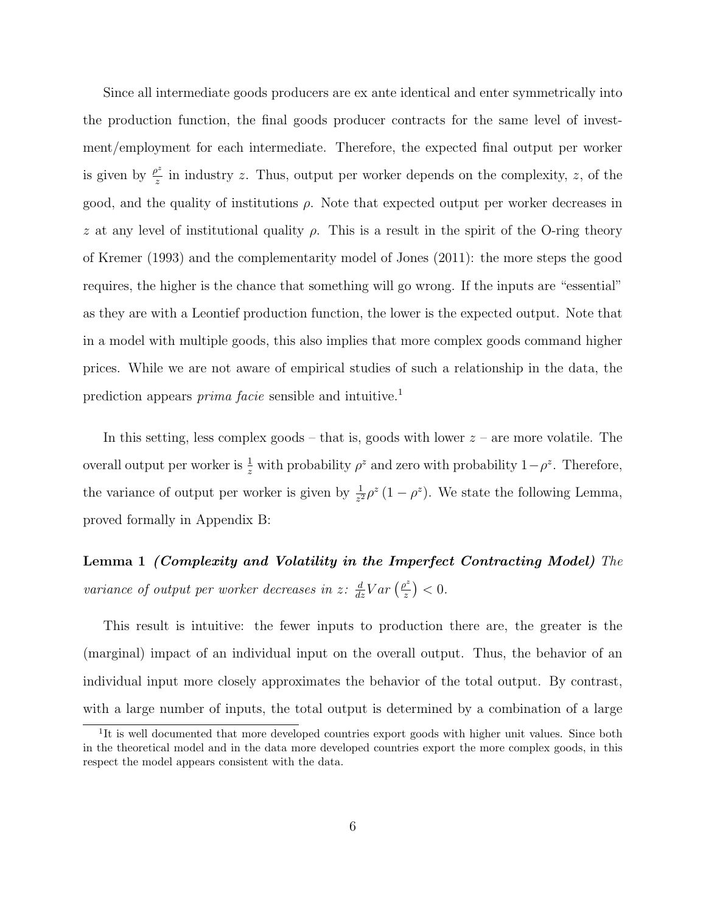Since all intermediate goods producers are ex ante identical and enter symmetrically into the production function, the final goods producer contracts for the same level of investment/employment for each intermediate. Therefore, the expected final output per worker is given by $\frac{\rho^z}{z}$ in industry $z$. Thus, output per worker depends on the complexity, $z$, of the good, and the quality of institutions $\rho$. Note that expected output per worker decreases in $z$ at any level of institutional quality $\rho$. This is a result in the spirit of the O-ring theory of Kremer (1993) and the complementarity model of Jones (2011): the more steps the good requires, the higher is the chance that something will go wrong. If the inputs are "essential" as they are with a Leontief production function, the lower is the expected output. Note that in a model with multiple goods, this also implies that more complex goods command higher prices. While we are not aware of empirical studies of such a relationship in the data, the prediction appears *prima facie* sensible and intuitive.[1]

In this setting, less complex goods – that is, goods with lower $z$ – are more volatile. The overall output per worker is $\frac{1}{z}$ with probability $\rho^z$ and zero with probability $1-\rho^z$. Therefore, the variance of output per worker is given by $\frac{1}{z^2}\rho^z(1-\rho^z)$. We state the following Lemma, proved formally in Appendix B:

**Lemma 1** ***(Complexity and Volatility in the Imperfect Contracting Model)*** *The variance of output per worker decreases in z:* $\frac{d}{dz}Var\left(\frac{\rho^z}{z}\right) < 0$.

This result is intuitive: the fewer inputs to production there are, the greater is the (marginal) impact of an individual input on the overall output. Thus, the behavior of an individual input more closely approximates the behavior of the total output. By contrast, with a large number of inputs, the total output is determined by a combination of a large

[1] It is well documented that more developed countries export goods with higher unit values. Since both in the theoretical model and in the data more developed countries export the more complex goods, in this respect the model appears consistent with the data.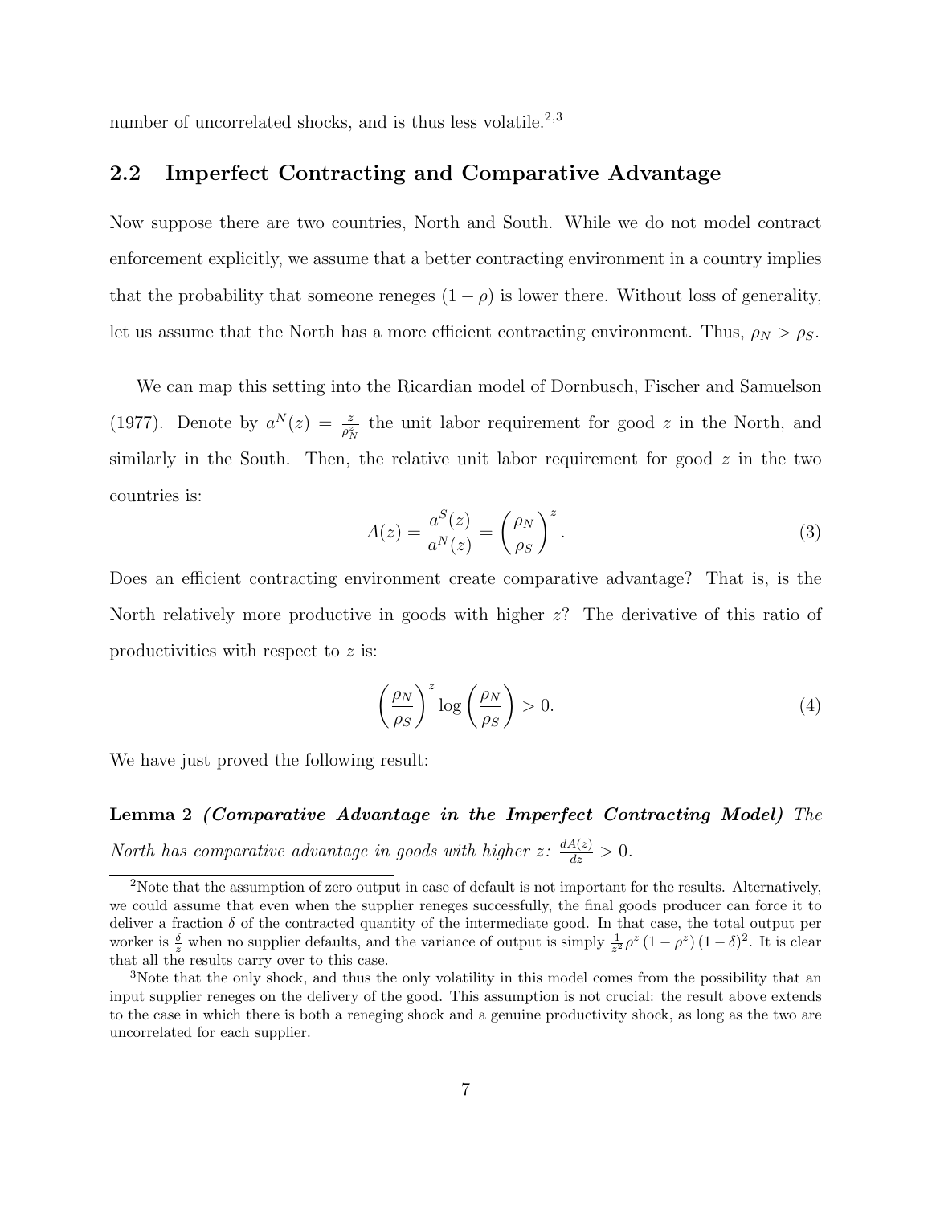number of uncorrelated shocks, and is thus less volatile.[2,3]

## 2.2 Imperfect Contracting and Comparative Advantage

Now suppose there are two countries, North and South. While we do not model contract enforcement explicitly, we assume that a better contracting environment in a country implies that the probability that someone reneges $(1-\rho)$ is lower there. Without loss of generality, let us assume that the North has a more efficient contracting environment. Thus, $\rho_N > \rho_S$.

We can map this setting into the Ricardian model of Dornbusch, Fischer and Samuelson (1977). Denote by $a^N(z) = \frac{z}{\rho_N^z}$ the unit labor requirement for good $z$ in the North, and similarly in the South. Then, the relative unit labor requirement for good $z$ in the two countries is:

$$A(z) = \frac{a^S(z)}{a^N(z)} = \left(\frac{\rho_N}{\rho_S}\right)^z. \tag{3}$$

Does an efficient contracting environment create comparative advantage? That is, is the North relatively more productive in goods with higher $z$? The derivative of this ratio of productivities with respect to $z$ is:

$$\left(\frac{\rho_N}{\rho_S}\right)^z \log\left(\frac{\rho_N}{\rho_S}\right) > 0. \tag{4}$$

We have just proved the following result:

**Lemma 2** ***(Comparative Advantage in the Imperfect Contracting Model)*** *The North has comparative advantage in goods with higher $z$: $\frac{dA(z)}{dz} > 0$.*

---

[2] Note that the assumption of zero output in case of default is not important for the results. Alternatively, we could assume that even when the supplier reneges successfully, the final goods producer can force it to deliver a fraction $\delta$ of the contracted quantity of the intermediate good. In that case, the total output per worker is $\frac{\delta}{z}$ when no supplier defaults, and the variance of output is simply $\frac{1}{z^z}\rho^z(1-\rho^z)(1-\delta)^2$. It is clear that all the results carry over to this case.

[3] Note that the only shock, and thus the only volatility in this model comes from the possibility that an input supplier reneges on the delivery of the good. This assumption is not crucial: the result above extends to the case in which there is both a reneging shock and a genuine productivity shock, as long as the two are uncorrelated for each supplier.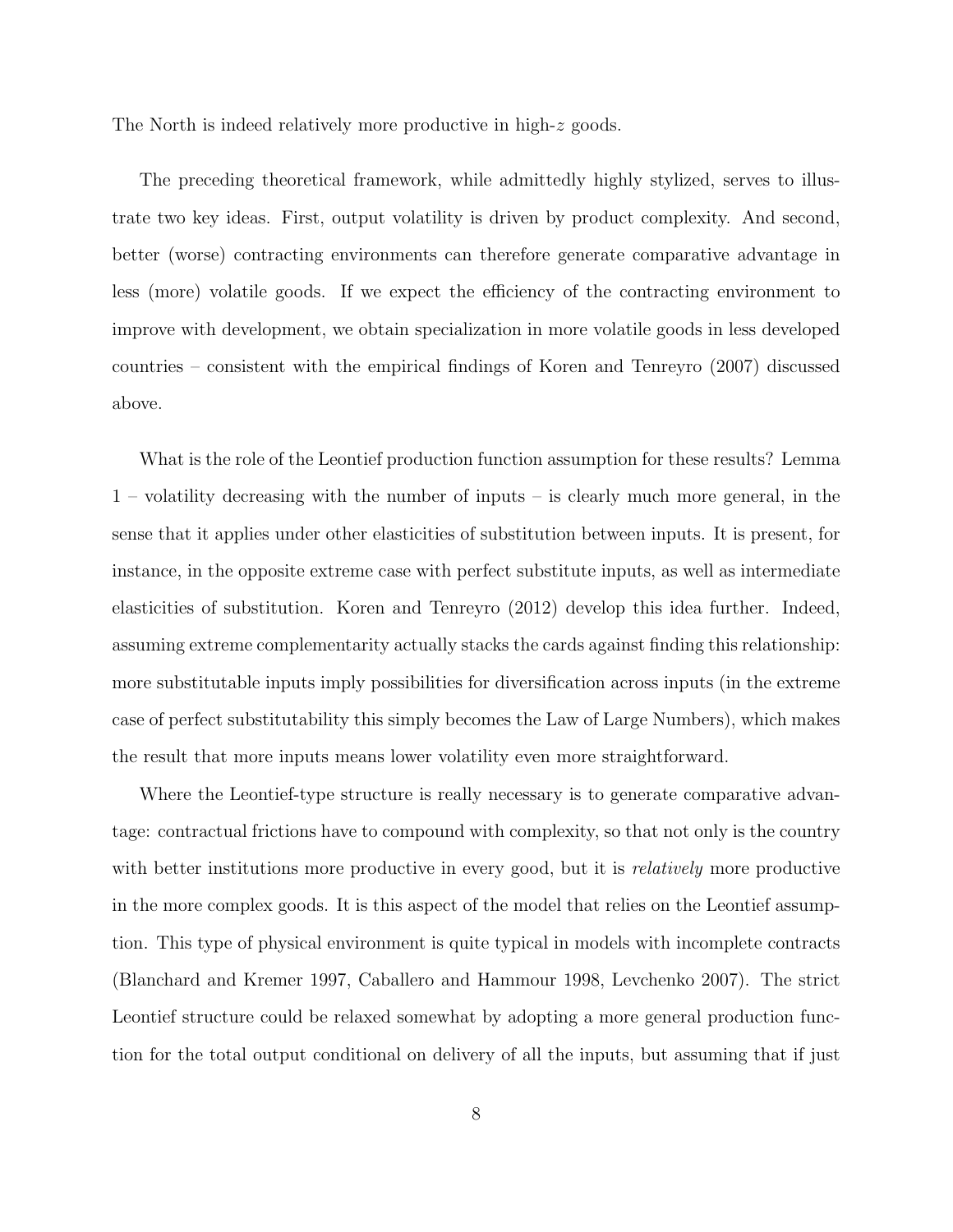The North is indeed relatively more productive in high-$z$ goods.

The preceding theoretical framework, while admittedly highly stylized, serves to illustrate two key ideas. First, output volatility is driven by product complexity. And second, better (worse) contracting environments can therefore generate comparative advantage in less (more) volatile goods. If we expect the efficiency of the contracting environment to improve with development, we obtain specialization in more volatile goods in less developed countries – consistent with the empirical findings of Koren and Tenreyro (2007) discussed above.

What is the role of the Leontief production function assumption for these results? Lemma 1 – volatility decreasing with the number of inputs – is clearly much more general, in the sense that it applies under other elasticities of substitution between inputs. It is present, for instance, in the opposite extreme case with perfect substitute inputs, as well as intermediate elasticities of substitution. Koren and Tenreyro (2012) develop this idea further. Indeed, assuming extreme complementarity actually stacks the cards against finding this relationship: more substitutable inputs imply possibilities for diversification across inputs (in the extreme case of perfect substitutability this simply becomes the Law of Large Numbers), which makes the result that more inputs means lower volatility even more straightforward.

Where the Leontief-type structure is really necessary is to generate comparative advantage: contractual frictions have to compound with complexity, so that not only is the country with better institutions more productive in every good, but it is *relatively* more productive in the more complex goods. It is this aspect of the model that relies on the Leontief assumption. This type of physical environment is quite typical in models with incomplete contracts (Blanchard and Kremer 1997, Caballero and Hammour 1998, Levchenko 2007). The strict Leontief structure could be relaxed somewhat by adopting a more general production function for the total output conditional on delivery of all the inputs, but assuming that if just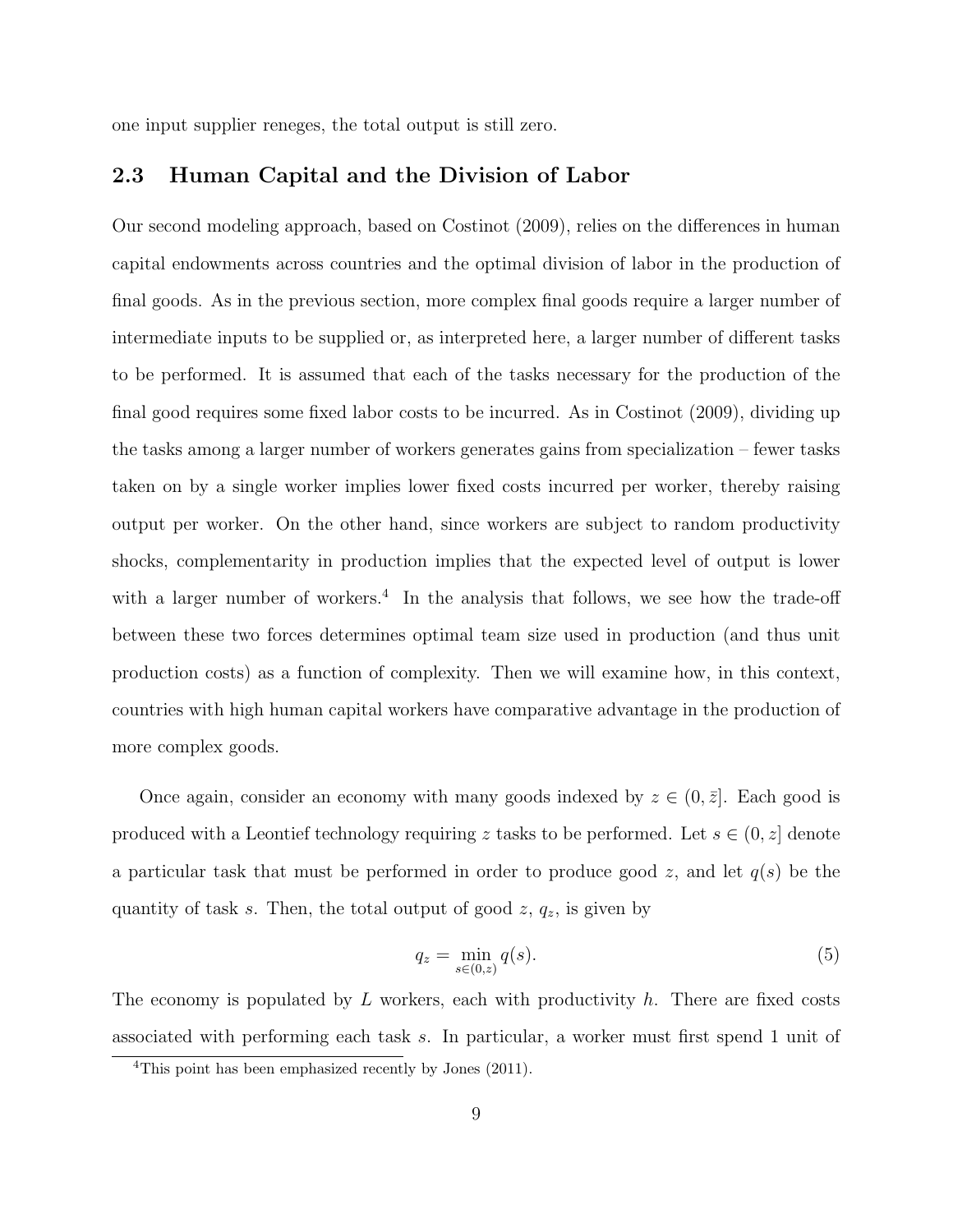one input supplier reneges, the total output is still zero.

### 2.3 Human Capital and the Division of Labor

Our second modeling approach, based on Costinot (2009), relies on the differences in human capital endowments across countries and the optimal division of labor in the production of final goods. As in the previous section, more complex final goods require a larger number of intermediate inputs to be supplied or, as interpreted here, a larger number of different tasks to be performed. It is assumed that each of the tasks necessary for the production of the final good requires some fixed labor costs to be incurred. As in Costinot (2009), dividing up the tasks among a larger number of workers generates gains from specialization – fewer tasks taken on by a single worker implies lower fixed costs incurred per worker, thereby raising output per worker. On the other hand, since workers are subject to random productivity shocks, complementarity in production implies that the expected level of output is lower with a larger number of workers.[4] In the analysis that follows, we see how the trade-off between these two forces determines optimal team size used in production (and thus unit production costs) as a function of complexity. Then we will examine how, in this context, countries with high human capital workers have comparative advantage in the production of more complex goods.

Once again, consider an economy with many goods indexed by $z \in (0, \bar{z}]$. Each good is produced with a Leontief technology requiring $z$ tasks to be performed. Let $s \in (0, z]$ denote a particular task that must be performed in order to produce good $z$, and let $q(s)$ be the quantity of task $s$. Then, the total output of good $z$, $q_z$, is given by

$$q_z = \min_{s \in (0,z)} q(s). \tag{5}$$

The economy is populated by $L$ workers, each with productivity $h$. There are fixed costs associated with performing each task $s$. In particular, a worker must first spend 1 unit of

[4]This point has been emphasized recently by Jones (2011).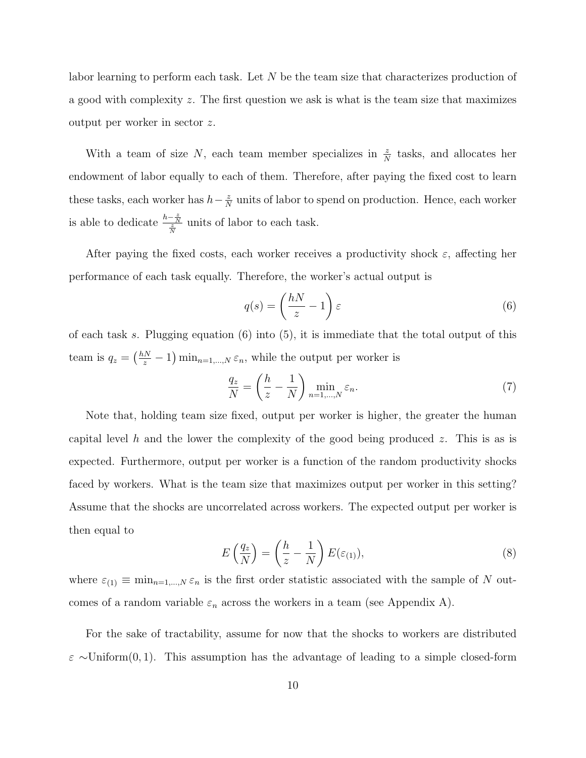labor learning to perform each task. Let $N$ be the team size that characterizes production of a good with complexity $z$. The first question we ask is what is the team size that maximizes output per worker in sector $z$.

With a team of size $N$, each team member specializes in $\frac{z}{N}$ tasks, and allocates her endowment of labor equally to each of them. Therefore, after paying the fixed cost to learn these tasks, each worker has $h - \frac{z}{N}$ units of labor to spend on production. Hence, each worker is able to dedicate $\frac{h-\frac{z}{N}}{\frac{z}{N}}$ units of labor to each task.

After paying the fixed costs, each worker receives a productivity shock $\varepsilon$, affecting her performance of each task equally. Therefore, the worker's actual output is

$$q(s) = \left(\frac{hN}{z} - 1\right)\varepsilon \tag{6}$$

of each task $s$. Plugging equation (6) into (5), it is immediate that the total output of this team is $q_z = \left(\frac{hN}{z} - 1\right)\min_{n=1,\ldots,N}\varepsilon_n$, while the output per worker is

$$\frac{q_z}{N} = \left(\frac{h}{z} - \frac{1}{N}\right)\min_{n=1,\ldots,N}\varepsilon_n. \tag{7}$$

Note that, holding team size fixed, output per worker is higher, the greater the human capital level $h$ and the lower the complexity of the good being produced $z$. This is as is expected. Furthermore, output per worker is a function of the random productivity shocks faced by workers. What is the team size that maximizes output per worker in this setting? Assume that the shocks are uncorrelated across workers. The expected output per worker is then equal to

$$E\left(\frac{q_z}{N}\right) = \left(\frac{h}{z} - \frac{1}{N}\right)E(\varepsilon_{(1)}), \tag{8}$$

where $\varepsilon_{(1)} \equiv \min_{n=1,\ldots,N}\varepsilon_n$ is the first order statistic associated with the sample of $N$ outcomes of a random variable $\varepsilon_n$ across the workers in a team (see Appendix A).

For the sake of tractability, assume for now that the shocks to workers are distributed $\varepsilon \sim$Uniform$(0,1)$. This assumption has the advantage of leading to a simple closed-form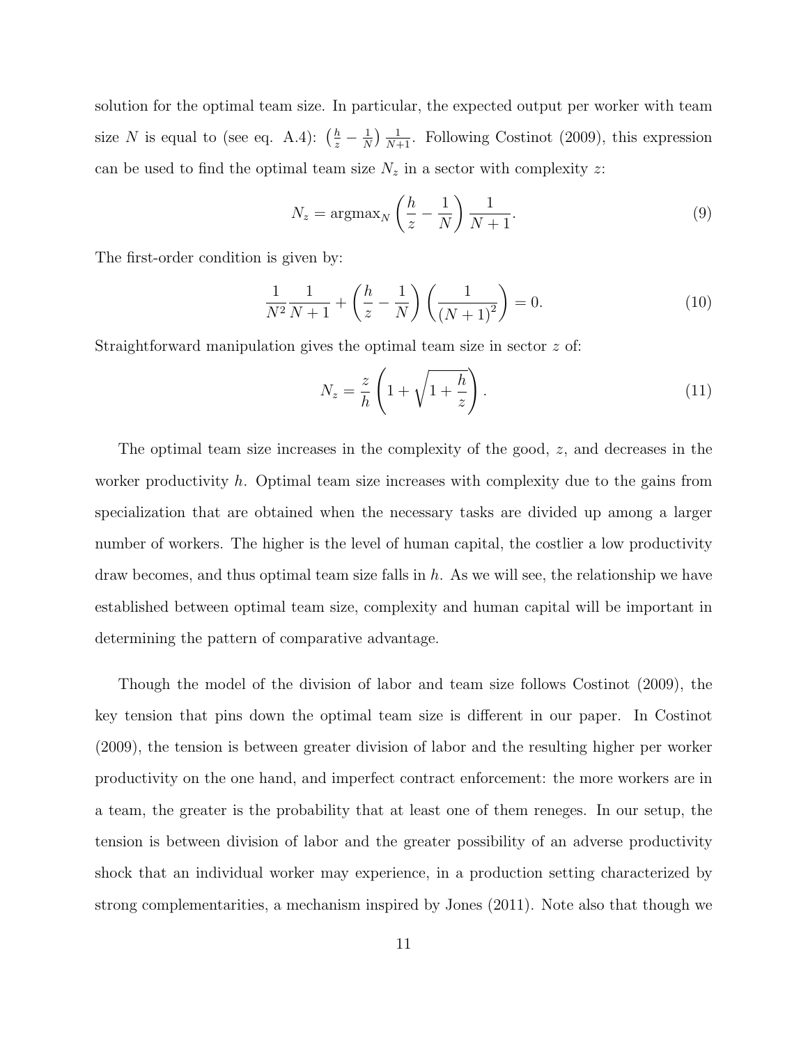solution for the optimal team size. In particular, the expected output per worker with team size $N$ is equal to (see eq. A.4): $\left(\frac{h}{z} - \frac{1}{N}\right)\frac{1}{N+1}$. Following Costinot (2009), this expression can be used to find the optimal team size $N_z$ in a sector with complexity $z$:

$$N_z = \text{argmax}_N \left(\frac{h}{z} - \frac{1}{N}\right)\frac{1}{N+1}. \tag{9}$$

The first-order condition is given by:

$$\frac{1}{N^2}\frac{1}{N+1} + \left(\frac{h}{z} - \frac{1}{N}\right)\left(\frac{1}{(N+1)^2}\right) = 0. \tag{10}$$

Straightforward manipulation gives the optimal team size in sector $z$ of:

$$N_z = \frac{z}{h}\left(1 + \sqrt{1 + \frac{h}{z}}\right). \tag{11}$$

The optimal team size increases in the complexity of the good, $z$, and decreases in the worker productivity $h$. Optimal team size increases with complexity due to the gains from specialization that are obtained when the necessary tasks are divided up among a larger number of workers. The higher is the level of human capital, the costlier a low productivity draw becomes, and thus optimal team size falls in $h$. As we will see, the relationship we have established between optimal team size, complexity and human capital will be important in determining the pattern of comparative advantage.

Though the model of the division of labor and team size follows Costinot (2009), the key tension that pins down the optimal team size is different in our paper. In Costinot (2009), the tension is between greater division of labor and the resulting higher per worker productivity on the one hand, and imperfect contract enforcement: the more workers are in a team, the greater is the probability that at least one of them reneges. In our setup, the tension is between division of labor and the greater possibility of an adverse productivity shock that an individual worker may experience, in a production setting characterized by strong complementarities, a mechanism inspired by Jones (2011). Note also that though we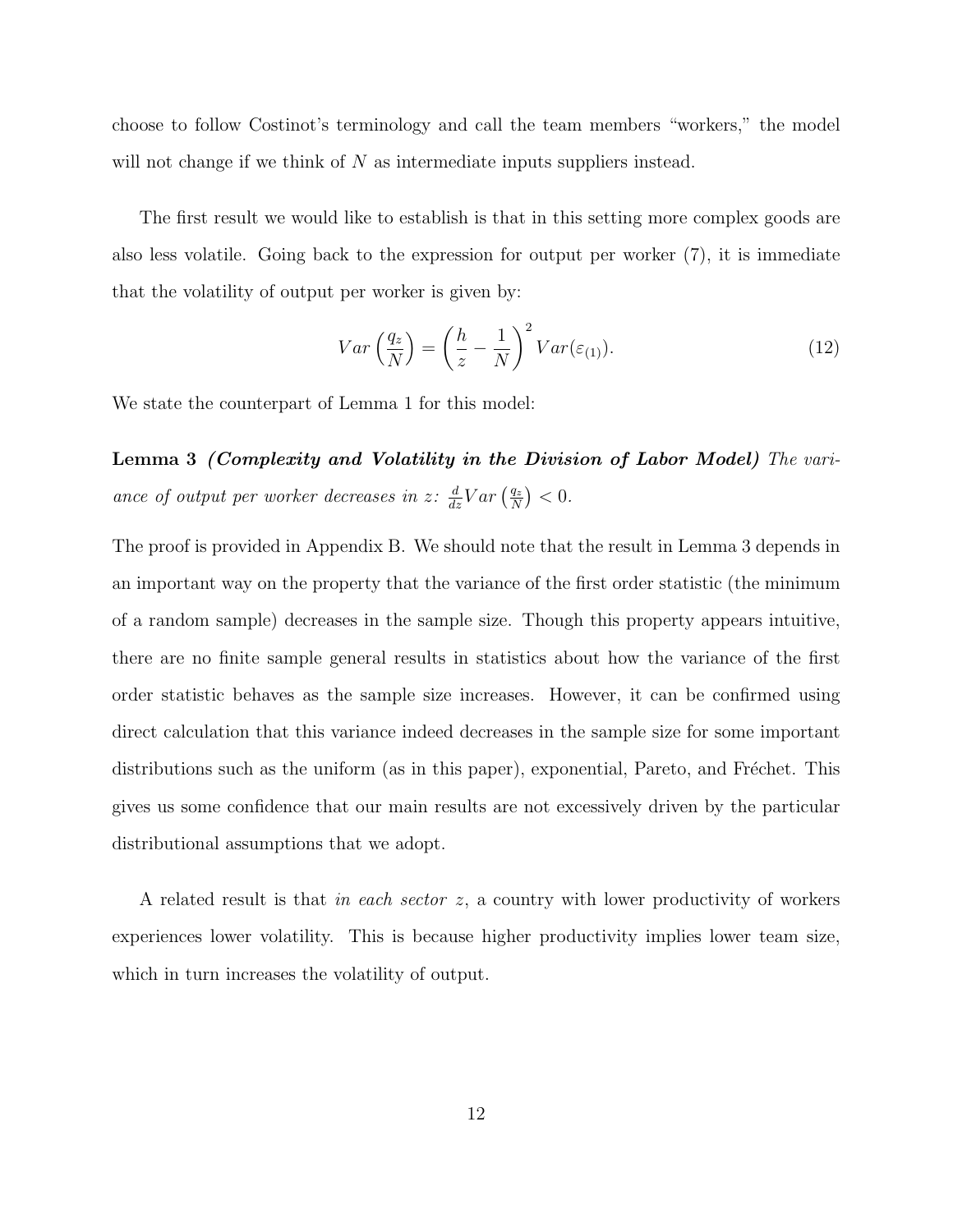choose to follow Costinot's terminology and call the team members "workers," the model will not change if we think of $N$ as intermediate inputs suppliers instead.

The first result we would like to establish is that in this setting more complex goods are also less volatile. Going back to the expression for output per worker (7), it is immediate that the volatility of output per worker is given by:

$$Var\left(\frac{q_z}{N}\right) = \left(\frac{h}{z} - \frac{1}{N}\right)^2 Var(\varepsilon_{(1)}). \tag{12}$$

We state the counterpart of Lemma 1 for this model:

**Lemma 3** ***(Complexity and Volatility in the Division of Labor Model)*** *The variance of output per worker decreases in z:* $\frac{d}{dz}Var\left(\frac{q_z}{N}\right) < 0$.

The proof is provided in Appendix B. We should note that the result in Lemma 3 depends in an important way on the property that the variance of the first order statistic (the minimum of a random sample) decreases in the sample size. Though this property appears intuitive, there are no finite sample general results in statistics about how the variance of the first order statistic behaves as the sample size increases. However, it can be confirmed using direct calculation that this variance indeed decreases in the sample size for some important distributions such as the uniform (as in this paper), exponential, Pareto, and Fréchet. This gives us some confidence that our main results are not excessively driven by the particular distributional assumptions that we adopt.

A related result is that *in each sector z*, a country with lower productivity of workers experiences lower volatility. This is because higher productivity implies lower team size, which in turn increases the volatility of output.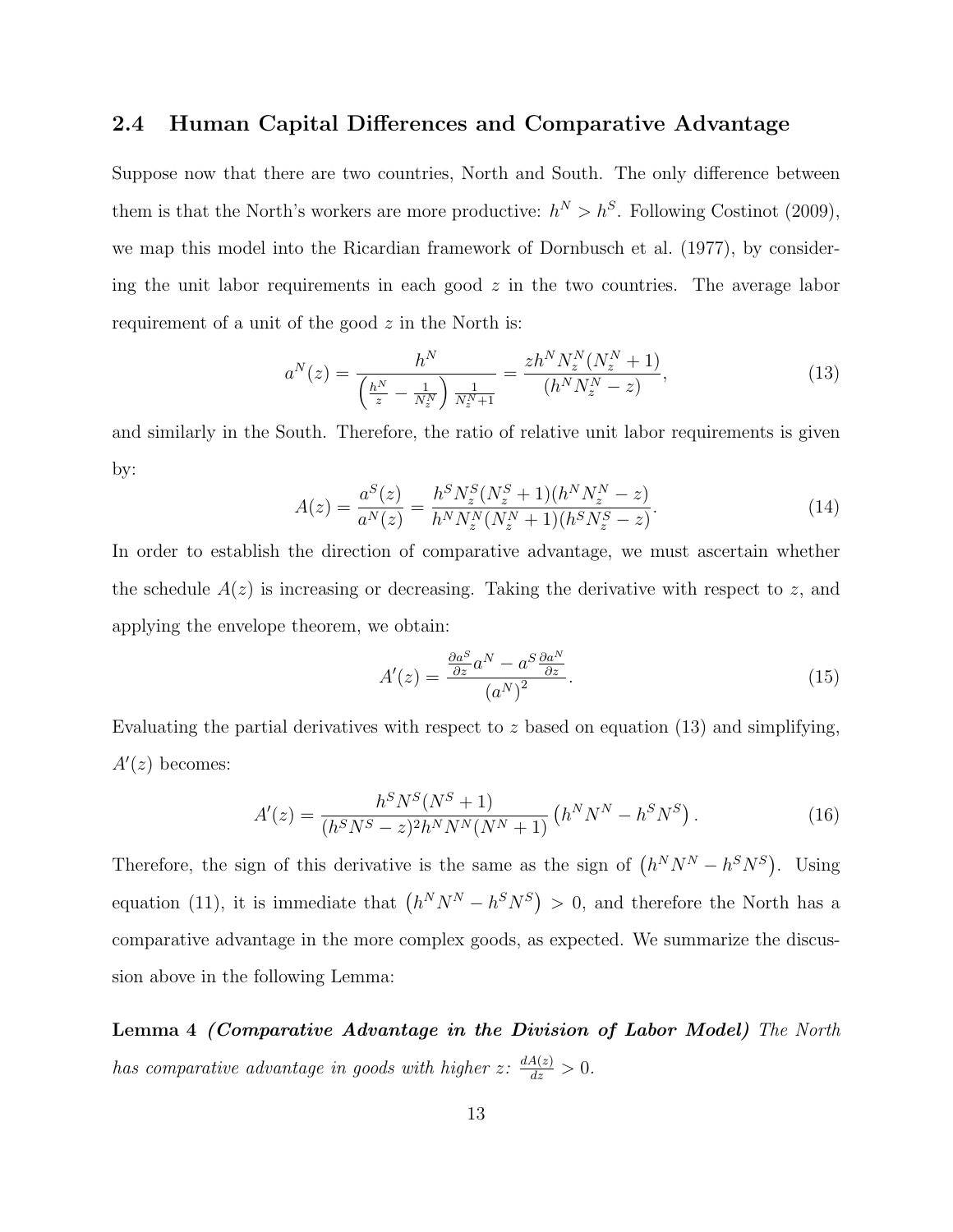### 2.4 Human Capital Differences and Comparative Advantage

Suppose now that there are two countries, North and South. The only difference between them is that the North's workers are more productive: $h^N > h^S$. Following Costinot (2009), we map this model into the Ricardian framework of Dornbusch et al. (1977), by considering the unit labor requirements in each good $z$ in the two countries. The average labor requirement of a unit of the good $z$ in the North is:

$$a^N(z) = \frac{h^N}{\left(\frac{h^N}{z} - \frac{1}{N_z^N}\right)\frac{1}{N_z^N+1}} = \frac{zh^N N_z^N(N_z^N+1)}{(h^N N_z^N - z)}, \tag{13}$$

and similarly in the South. Therefore, the ratio of relative unit labor requirements is given by:

$$A(z) = \frac{a^S(z)}{a^N(z)} = \frac{h^S N_z^S(N_z^S+1)(h^N N_z^N - z)}{h^N N_z^N(N_z^N+1)(h^S N_z^S - z)}. \tag{14}$$

In order to establish the direction of comparative advantage, we must ascertain whether the schedule $A(z)$ is increasing or decreasing. Taking the derivative with respect to $z$, and applying the envelope theorem, we obtain:

$$A'(z) = \frac{\frac{\partial a^S}{\partial z}a^N - a^S\frac{\partial a^N}{\partial z}}{\left(a^N\right)^2}. \tag{15}$$

Evaluating the partial derivatives with respect to $z$ based on equation (13) and simplifying, $A'(z)$ becomes:

$$A'(z) = \frac{h^S N^S(N^S+1)}{(h^S N^S - z)^2 h^N N^N(N^N+1)}\left(h^N N^N - h^S N^S\right). \tag{16}$$

Therefore, the sign of this derivative is the same as the sign of $\left(h^N N^N - h^S N^S\right)$. Using equation (11), it is immediate that $\left(h^N N^N - h^S N^S\right) > 0$, and therefore the North has a comparative advantage in the more complex goods, as expected. We summarize the discussion above in the following Lemma:

**Lemma 4** ***(Comparative Advantage in the Division of Labor Model)*** *The North has comparative advantage in goods with higher z:* $\frac{dA(z)}{dz} > 0$.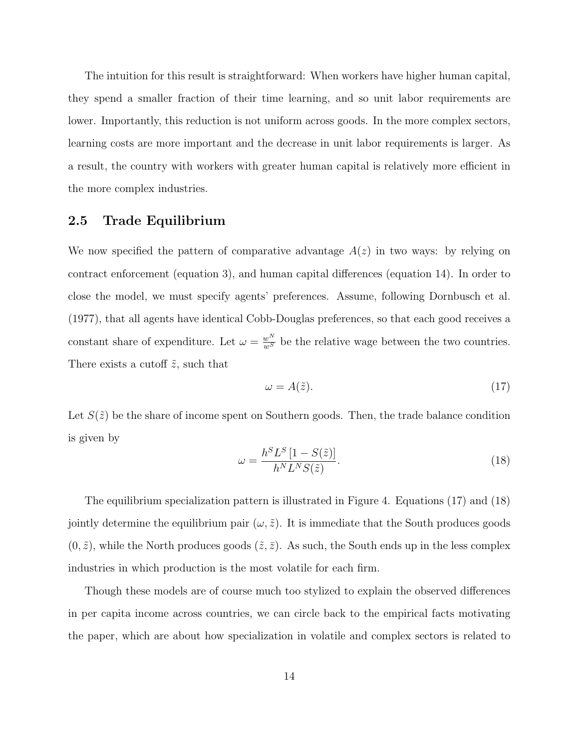The intuition for this result is straightforward: When workers have higher human capital, they spend a smaller fraction of their time learning, and so unit labor requirements are lower. Importantly, this reduction is not uniform across goods. In the more complex sectors, learning costs are more important and the decrease in unit labor requirements is larger. As a result, the country with workers with greater human capital is relatively more efficient in the more complex industries.

## 2.5 Trade Equilibrium

We now specified the pattern of comparative advantage $A(z)$ in two ways: by relying on contract enforcement (equation 3), and human capital differences (equation 14). In order to close the model, we must specify agents' preferences. Assume, following Dornbusch et al. (1977), that all agents have identical Cobb-Douglas preferences, so that each good receives a constant share of expenditure. Let $\omega = \frac{w^N}{w^S}$ be the relative wage between the two countries. There exists a cutoff $\tilde{z}$, such that

$$\omega = A(\tilde{z}). \tag{17}$$

Let $S(\tilde{z})$ be the share of income spent on Southern goods. Then, the trade balance condition is given by

$$\omega = \frac{h^S L^S \left[1 - S(\tilde{z})\right]}{h^N L^N S(\tilde{z})}. \tag{18}$$

The equilibrium specialization pattern is illustrated in Figure 4. Equations (17) and (18) jointly determine the equilibrium pair $(\omega, \tilde{z})$. It is immediate that the South produces goods $(0, \tilde{z})$, while the North produces goods $(\tilde{z}, \bar{z})$. As such, the South ends up in the less complex industries in which production is the most volatile for each firm.

Though these models are of course much too stylized to explain the observed differences in per capita income across countries, we can circle back to the empirical facts motivating the paper, which are about how specialization in volatile and complex sectors is related to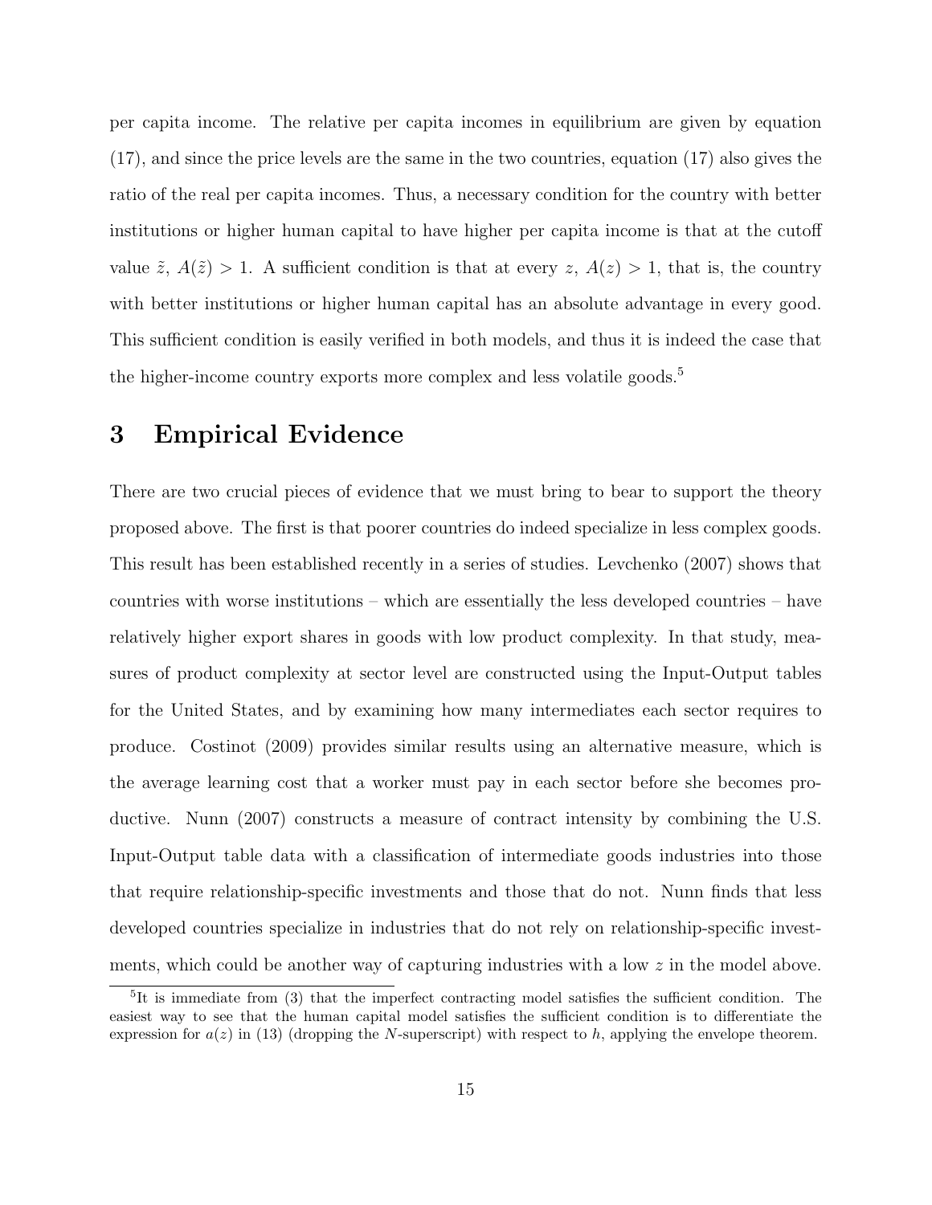per capita income. The relative per capita incomes in equilibrium are given by equation (17), and since the price levels are the same in the two countries, equation (17) also gives the ratio of the real per capita incomes. Thus, a necessary condition for the country with better institutions or higher human capital to have higher per capita income is that at the cutoff value $\tilde{z}$, $A(\tilde{z}) > 1$. A sufficient condition is that at every $z$, $A(z) > 1$, that is, the country with better institutions or higher human capital has an absolute advantage in every good. This sufficient condition is easily verified in both models, and thus it is indeed the case that the higher-income country exports more complex and less volatile goods.[5]

# 3 Empirical Evidence

There are two crucial pieces of evidence that we must bring to bear to support the theory proposed above. The first is that poorer countries do indeed specialize in less complex goods. This result has been established recently in a series of studies. Levchenko (2007) shows that countries with worse institutions – which are essentially the less developed countries – have relatively higher export shares in goods with low product complexity. In that study, measures of product complexity at sector level are constructed using the Input-Output tables for the United States, and by examining how many intermediates each sector requires to produce. Costinot (2009) provides similar results using an alternative measure, which is the average learning cost that a worker must pay in each sector before she becomes productive. Nunn (2007) constructs a measure of contract intensity by combining the U.S. Input-Output table data with a classification of intermediate goods industries into those that require relationship-specific investments and those that do not. Nunn finds that less developed countries specialize in industries that do not rely on relationship-specific investments, which could be another way of capturing industries with a low $z$ in the model above.

[5] It is immediate from (3) that the imperfect contracting model satisfies the sufficient condition. The easiest way to see that the human capital model satisfies the sufficient condition is to differentiate the expression for $a(z)$ in (13) (dropping the $N$-superscript) with respect to $h$, applying the envelope theorem.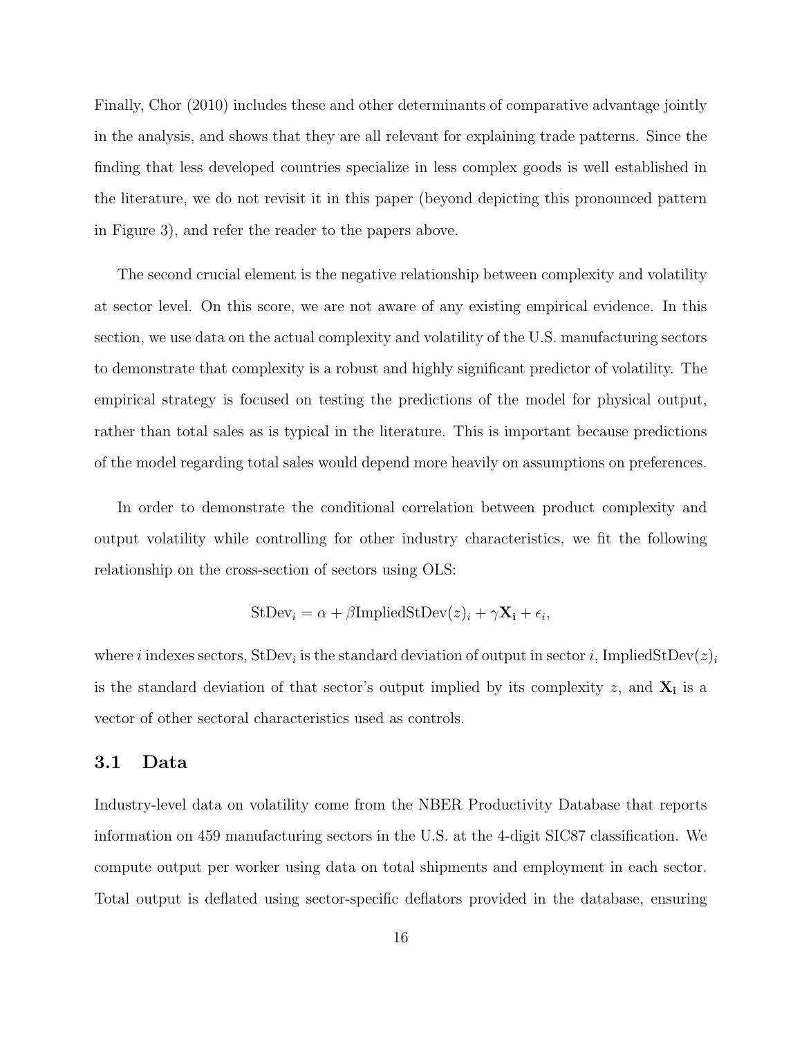Finally, Chor (2010) includes these and other determinants of comparative advantage jointly in the analysis, and shows that they are all relevant for explaining trade patterns. Since the finding that less developed countries specialize in less complex goods is well established in the literature, we do not revisit it in this paper (beyond depicting this pronounced pattern in Figure 3), and refer the reader to the papers above.

The second crucial element is the negative relationship between complexity and volatility at sector level. On this score, we are not aware of any existing empirical evidence. In this section, we use data on the actual complexity and volatility of the U.S. manufacturing sectors to demonstrate that complexity is a robust and highly significant predictor of volatility. The empirical strategy is focused on testing the predictions of the model for physical output, rather than total sales as is typical in the literature. This is important because predictions of the model regarding total sales would depend more heavily on assumptions on preferences.

In order to demonstrate the conditional correlation between product complexity and output volatility while controlling for other industry characteristics, we fit the following relationship on the cross-section of sectors using OLS:

$$\text{StDev}_i = \alpha + \beta \text{ImpliedStDev}(z)_i + \gamma \mathbf{X_i} + \epsilon_i,$$

where $i$ indexes sectors, $\text{StDev}_i$ is the standard deviation of output in sector $i$, $\text{ImpliedStDev}(z)_i$ is the standard deviation of that sector's output implied by its complexity $z$, and $\mathbf{X_i}$ is a vector of other sectoral characteristics used as controls.

## 3.1 Data

Industry-level data on volatility come from the NBER Productivity Database that reports information on 459 manufacturing sectors in the U.S. at the 4-digit SIC87 classification. We compute output per worker using data on total shipments and employment in each sector. Total output is deflated using sector-specific deflators provided in the database, ensuring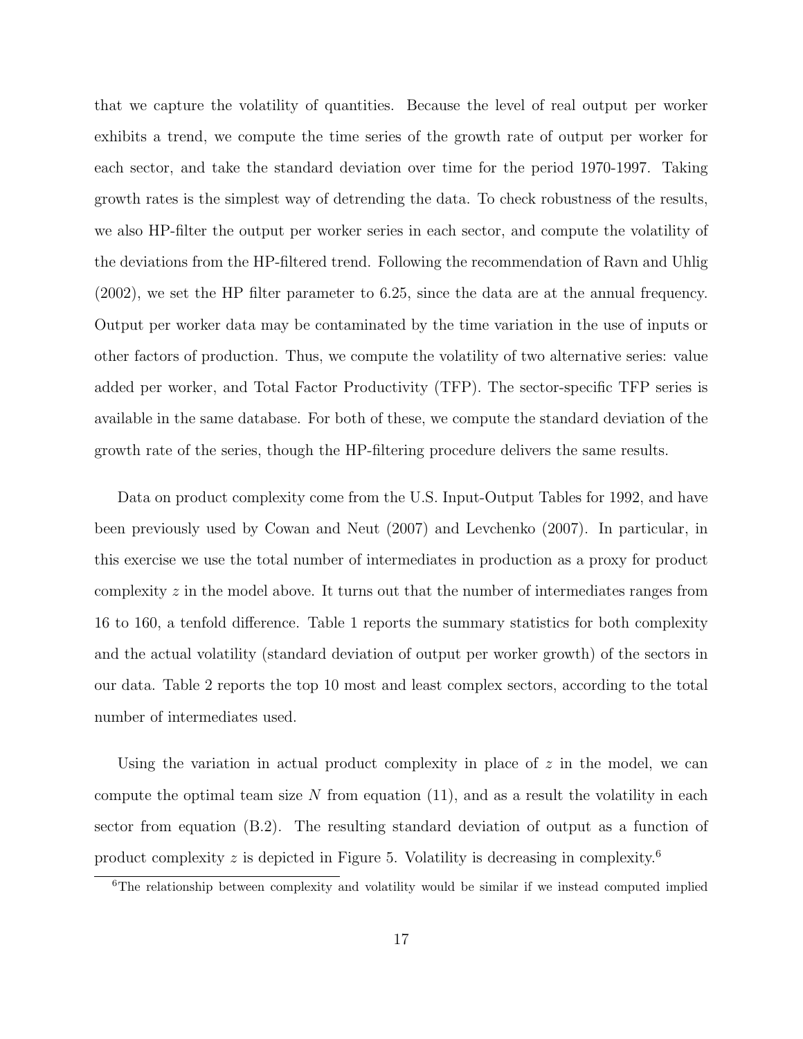that we capture the volatility of quantities. Because the level of real output per worker exhibits a trend, we compute the time series of the growth rate of output per worker for each sector, and take the standard deviation over time for the period 1970-1997. Taking growth rates is the simplest way of detrending the data. To check robustness of the results, we also HP-filter the output per worker series in each sector, and compute the volatility of the deviations from the HP-filtered trend. Following the recommendation of Ravn and Uhlig (2002), we set the HP filter parameter to 6.25, since the data are at the annual frequency. Output per worker data may be contaminated by the time variation in the use of inputs or other factors of production. Thus, we compute the volatility of two alternative series: value added per worker, and Total Factor Productivity (TFP). The sector-specific TFP series is available in the same database. For both of these, we compute the standard deviation of the growth rate of the series, though the HP-filtering procedure delivers the same results.

Data on product complexity come from the U.S. Input-Output Tables for 1992, and have been previously used by Cowan and Neut (2007) and Levchenko (2007). In particular, in this exercise we use the total number of intermediates in production as a proxy for product complexity $z$ in the model above. It turns out that the number of intermediates ranges from 16 to 160, a tenfold difference. Table 1 reports the summary statistics for both complexity and the actual volatility (standard deviation of output per worker growth) of the sectors in our data. Table 2 reports the top 10 most and least complex sectors, according to the total number of intermediates used.

Using the variation in actual product complexity in place of $z$ in the model, we can compute the optimal team size $N$ from equation (11), and as a result the volatility in each sector from equation (B.2). The resulting standard deviation of output as a function of product complexity $z$ is depicted in Figure 5. Volatility is decreasing in complexity.[6]

[6] The relationship between complexity and volatility would be similar if we instead computed implied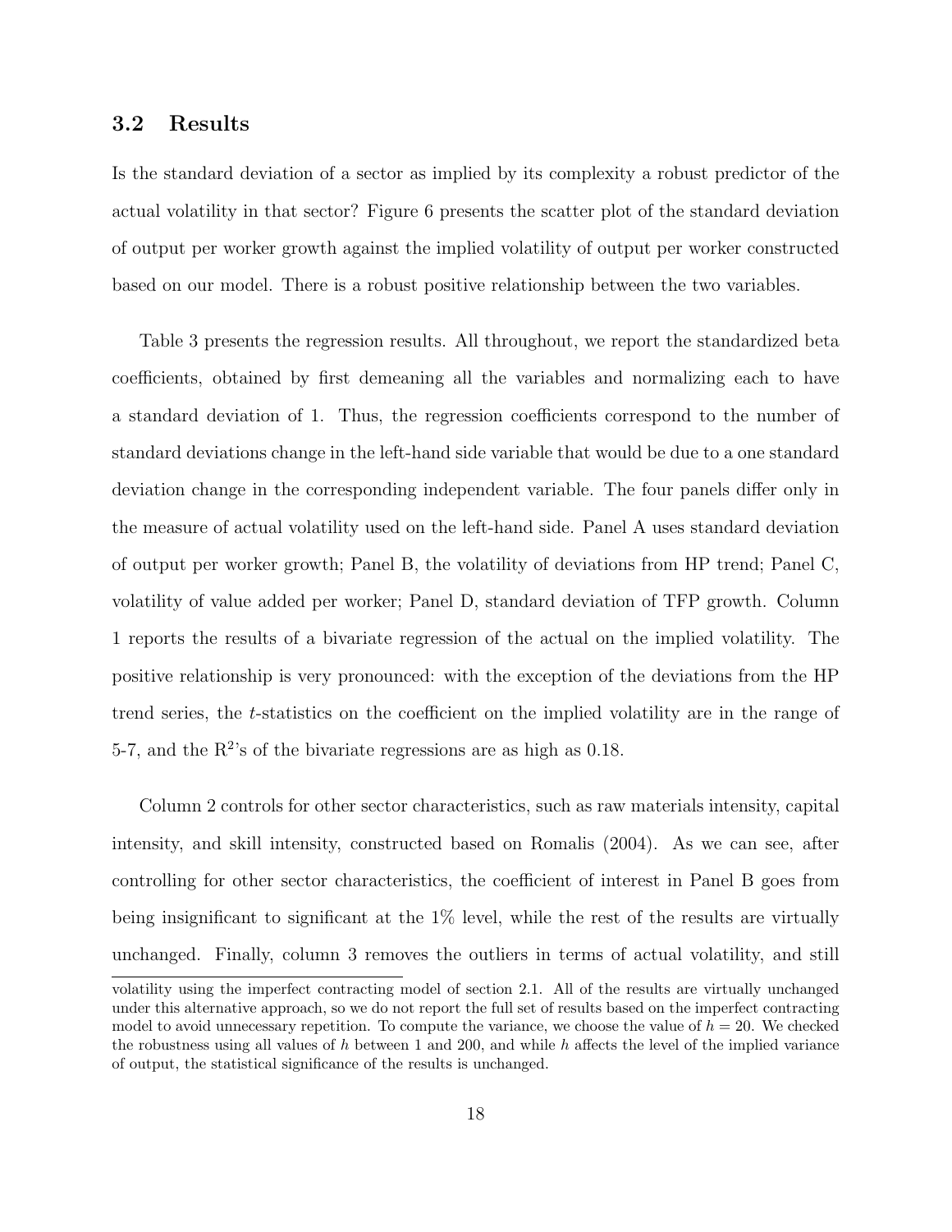### 3.2 Results

Is the standard deviation of a sector as implied by its complexity a robust predictor of the actual volatility in that sector? Figure 6 presents the scatter plot of the standard deviation of output per worker growth against the implied volatility of output per worker constructed based on our model. There is a robust positive relationship between the two variables.

Table 3 presents the regression results. All throughout, we report the standardized beta coefficients, obtained by first demeaning all the variables and normalizing each to have a standard deviation of 1. Thus, the regression coefficients correspond to the number of standard deviations change in the left-hand side variable that would be due to a one standard deviation change in the corresponding independent variable. The four panels differ only in the measure of actual volatility used on the left-hand side. Panel A uses standard deviation of output per worker growth; Panel B, the volatility of deviations from HP trend; Panel C, volatility of value added per worker; Panel D, standard deviation of TFP growth. Column 1 reports the results of a bivariate regression of the actual on the implied volatility. The positive relationship is very pronounced: with the exception of the deviations from the HP trend series, the *t*-statistics on the coefficient on the implied volatility are in the range of 5-7, and the $R^2$'s of the bivariate regressions are as high as 0.18.

Column 2 controls for other sector characteristics, such as raw materials intensity, capital intensity, and skill intensity, constructed based on Romalis (2004). As we can see, after controlling for other sector characteristics, the coefficient of interest in Panel B goes from being insignificant to significant at the 1% level, while the rest of the results are virtually unchanged. Finally, column 3 removes the outliers in terms of actual volatility, and still

volatility using the imperfect contracting model of section 2.1. All of the results are virtually unchanged under this alternative approach, so we do not report the full set of results based on the imperfect contracting model to avoid unnecessary repetition. To compute the variance, we choose the value of $h = 20$. We checked the robustness using all values of $h$ between 1 and 200, and while $h$ affects the level of the implied variance of output, the statistical significance of the results is unchanged.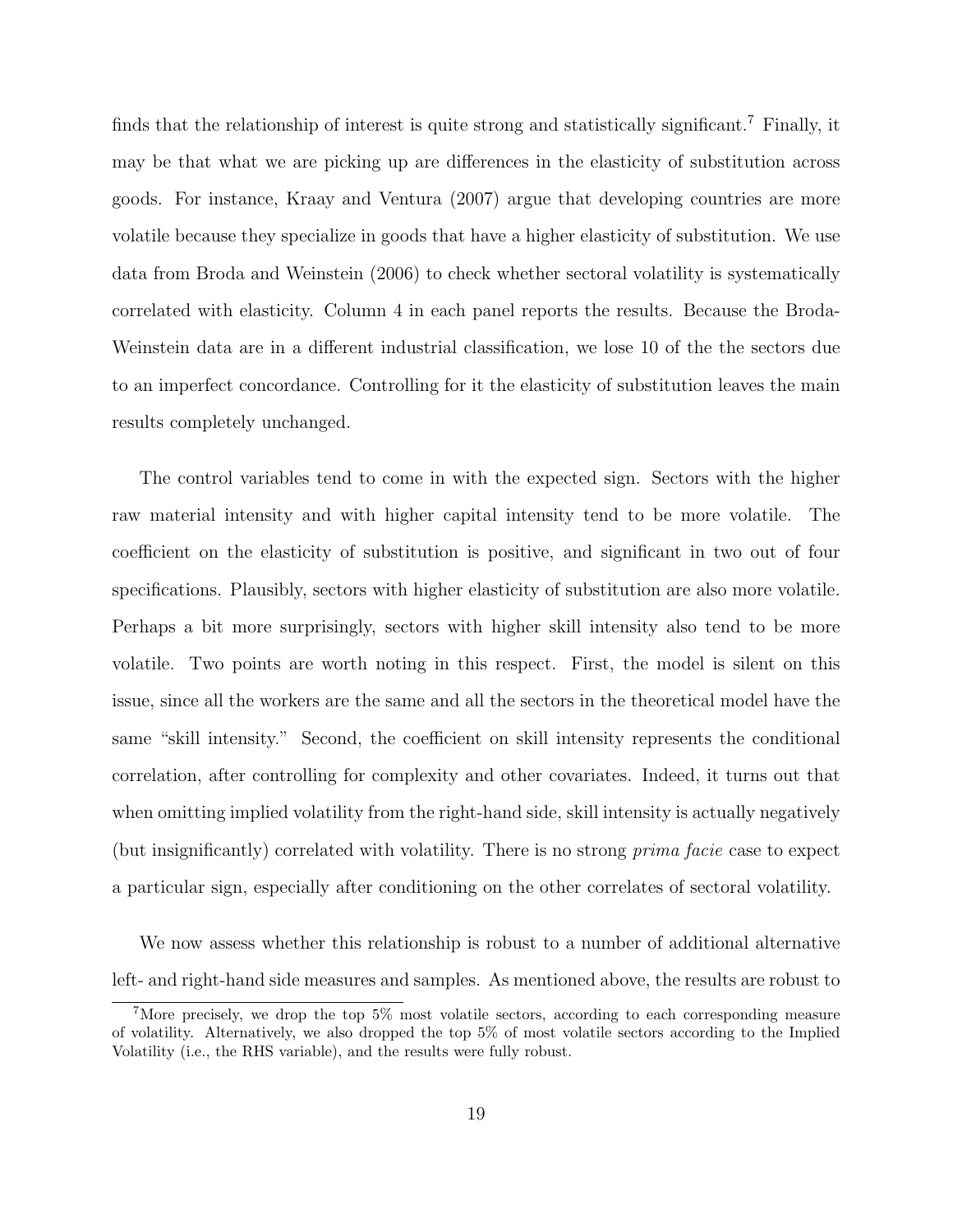finds that the relationship of interest is quite strong and statistically significant.[7] Finally, it may be that what we are picking up are differences in the elasticity of substitution across goods. For instance, Kraay and Ventura (2007) argue that developing countries are more volatile because they specialize in goods that have a higher elasticity of substitution. We use data from Broda and Weinstein (2006) to check whether sectoral volatility is systematically correlated with elasticity. Column 4 in each panel reports the results. Because the Broda-Weinstein data are in a different industrial classification, we lose 10 of the the sectors due to an imperfect concordance. Controlling for it the elasticity of substitution leaves the main results completely unchanged.

The control variables tend to come in with the expected sign. Sectors with the higher raw material intensity and with higher capital intensity tend to be more volatile. The coefficient on the elasticity of substitution is positive, and significant in two out of four specifications. Plausibly, sectors with higher elasticity of substitution are also more volatile. Perhaps a bit more surprisingly, sectors with higher skill intensity also tend to be more volatile. Two points are worth noting in this respect. First, the model is silent on this issue, since all the workers are the same and all the sectors in the theoretical model have the same "skill intensity." Second, the coefficient on skill intensity represents the conditional correlation, after controlling for complexity and other covariates. Indeed, it turns out that when omitting implied volatility from the right-hand side, skill intensity is actually negatively (but insignificantly) correlated with volatility. There is no strong *prima facie* case to expect a particular sign, especially after conditioning on the other correlates of sectoral volatility.

We now assess whether this relationship is robust to a number of additional alternative left- and right-hand side measures and samples. As mentioned above, the results are robust to

[7] More precisely, we drop the top 5% most volatile sectors, according to each corresponding measure of volatility. Alternatively, we also dropped the top 5% of most volatile sectors according to the Implied Volatility (i.e., the RHS variable), and the results were fully robust.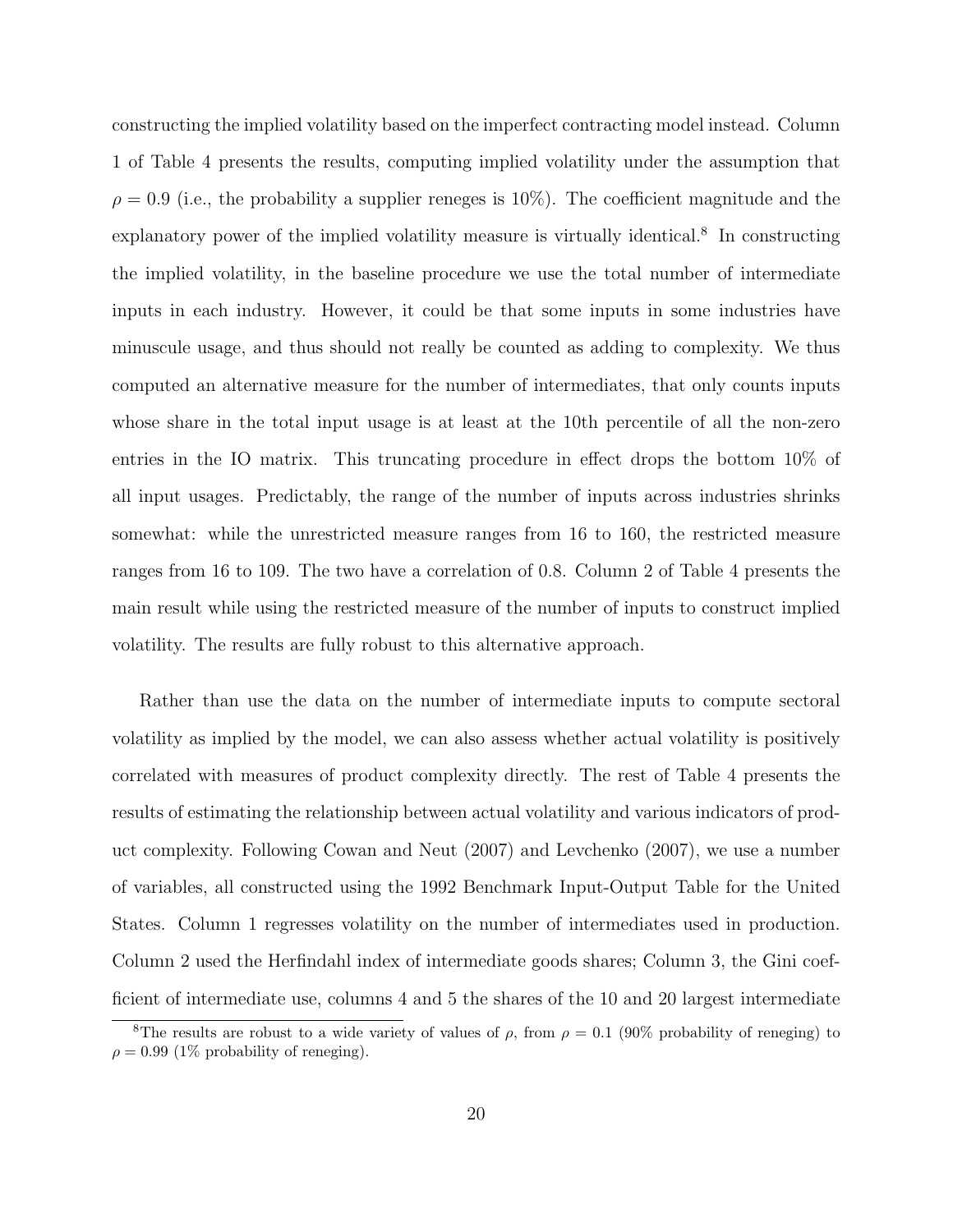constructing the implied volatility based on the imperfect contracting model instead. Column 1 of Table 4 presents the results, computing implied volatility under the assumption that $\rho = 0.9$ (i.e., the probability a supplier reneges is 10%). The coefficient magnitude and the explanatory power of the implied volatility measure is virtually identical.[8] In constructing the implied volatility, in the baseline procedure we use the total number of intermediate inputs in each industry. However, it could be that some inputs in some industries have minuscule usage, and thus should not really be counted as adding to complexity. We thus computed an alternative measure for the number of intermediates, that only counts inputs whose share in the total input usage is at least at the 10th percentile of all the non-zero entries in the IO matrix. This truncating procedure in effect drops the bottom 10% of all input usages. Predictably, the range of the number of inputs across industries shrinks somewhat: while the unrestricted measure ranges from 16 to 160, the restricted measure ranges from 16 to 109. The two have a correlation of 0.8. Column 2 of Table 4 presents the main result while using the restricted measure of the number of inputs to construct implied volatility. The results are fully robust to this alternative approach.

Rather than use the data on the number of intermediate inputs to compute sectoral volatility as implied by the model, we can also assess whether actual volatility is positively correlated with measures of product complexity directly. The rest of Table 4 presents the results of estimating the relationship between actual volatility and various indicators of product complexity. Following Cowan and Neut (2007) and Levchenko (2007), we use a number of variables, all constructed using the 1992 Benchmark Input-Output Table for the United States. Column 1 regresses volatility on the number of intermediates used in production. Column 2 used the Herfindahl index of intermediate goods shares; Column 3, the Gini coefficient of intermediate use, columns 4 and 5 the shares of the 10 and 20 largest intermediate

[8]The results are robust to a wide variety of values of $\rho$, from $\rho = 0.1$ (90% probability of reneging) to $\rho = 0.99$ (1% probability of reneging).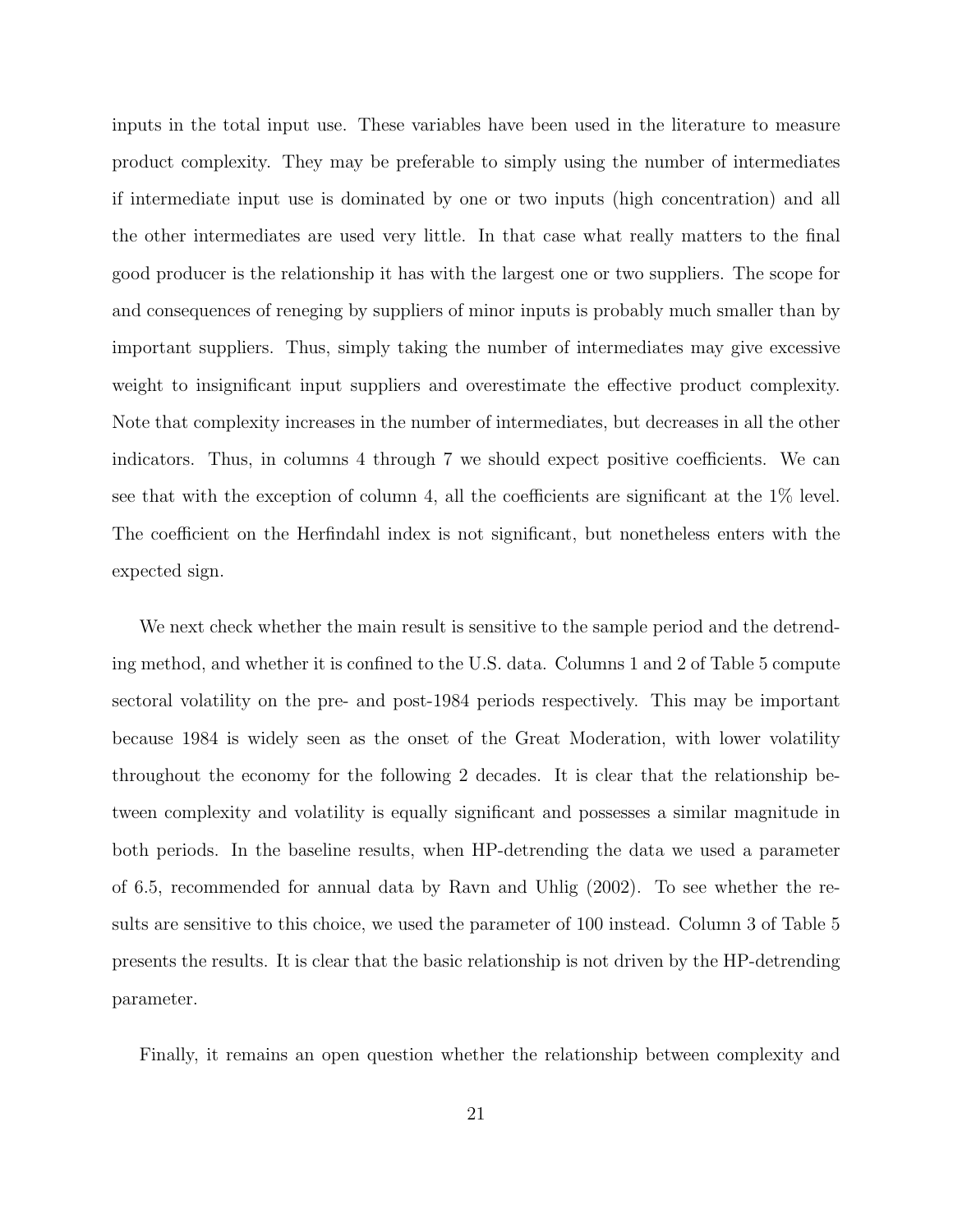inputs in the total input use. These variables have been used in the literature to measure product complexity. They may be preferable to simply using the number of intermediates if intermediate input use is dominated by one or two inputs (high concentration) and all the other intermediates are used very little. In that case what really matters to the final good producer is the relationship it has with the largest one or two suppliers. The scope for and consequences of reneging by suppliers of minor inputs is probably much smaller than by important suppliers. Thus, simply taking the number of intermediates may give excessive weight to insignificant input suppliers and overestimate the effective product complexity. Note that complexity increases in the number of intermediates, but decreases in all the other indicators. Thus, in columns 4 through 7 we should expect positive coefficients. We can see that with the exception of column 4, all the coefficients are significant at the 1% level. The coefficient on the Herfindahl index is not significant, but nonetheless enters with the expected sign.

We next check whether the main result is sensitive to the sample period and the detrending method, and whether it is confined to the U.S. data. Columns 1 and 2 of Table 5 compute sectoral volatility on the pre- and post-1984 periods respectively. This may be important because 1984 is widely seen as the onset of the Great Moderation, with lower volatility throughout the economy for the following 2 decades. It is clear that the relationship between complexity and volatility is equally significant and possesses a similar magnitude in both periods. In the baseline results, when HP-detrending the data we used a parameter of 6.5, recommended for annual data by Ravn and Uhlig (2002). To see whether the results are sensitive to this choice, we used the parameter of 100 instead. Column 3 of Table 5 presents the results. It is clear that the basic relationship is not driven by the HP-detrending parameter.

Finally, it remains an open question whether the relationship between complexity and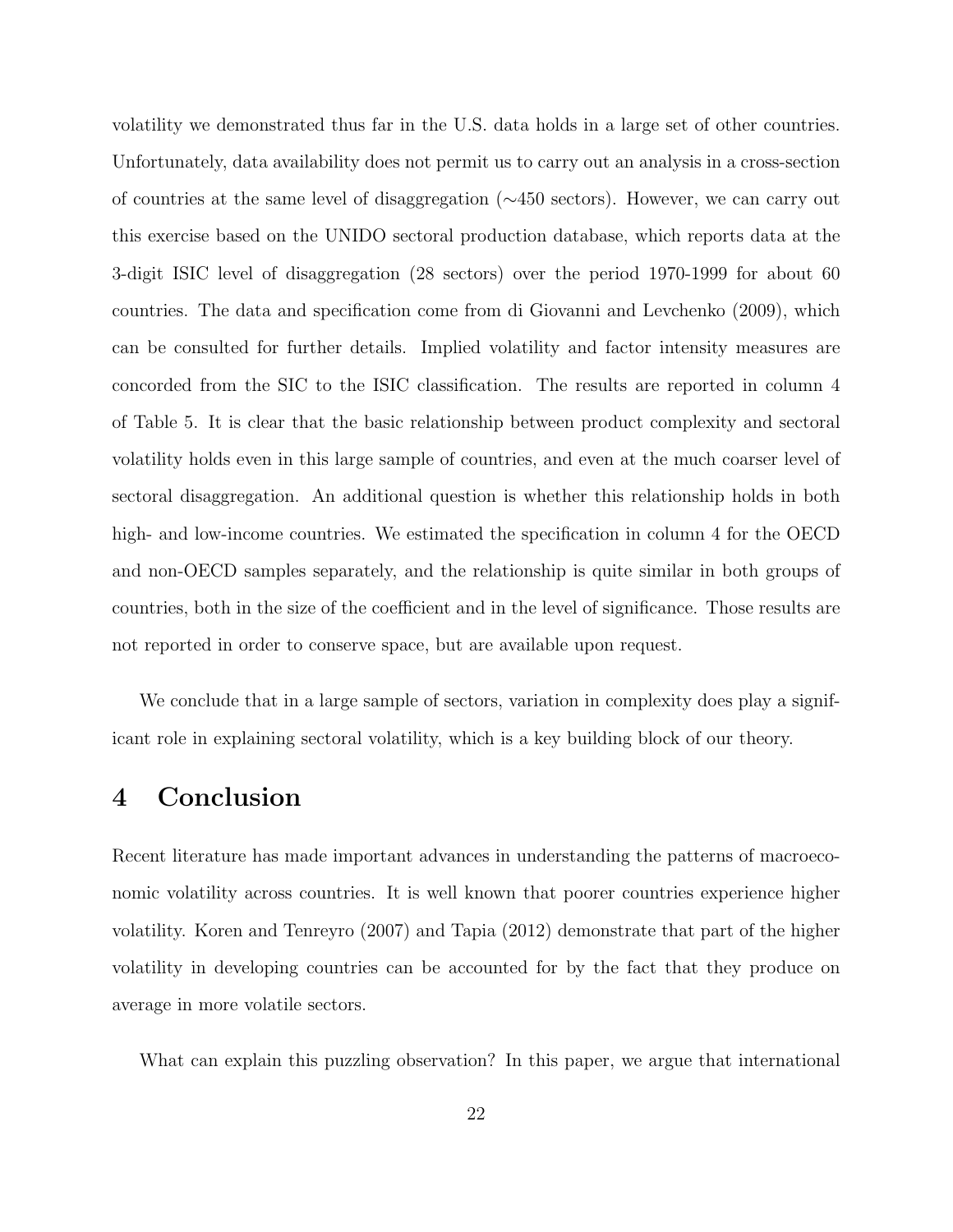volatility we demonstrated thus far in the U.S. data holds in a large set of other countries. Unfortunately, data availability does not permit us to carry out an analysis in a cross-section of countries at the same level of disaggregation ($\sim$450 sectors). However, we can carry out this exercise based on the UNIDO sectoral production database, which reports data at the 3-digit ISIC level of disaggregation (28 sectors) over the period 1970-1999 for about 60 countries. The data and specification come from di Giovanni and Levchenko (2009), which can be consulted for further details. Implied volatility and factor intensity measures are concorded from the SIC to the ISIC classification. The results are reported in column 4 of Table 5. It is clear that the basic relationship between product complexity and sectoral volatility holds even in this large sample of countries, and even at the much coarser level of sectoral disaggregation. An additional question is whether this relationship holds in both high- and low-income countries. We estimated the specification in column 4 for the OECD and non-OECD samples separately, and the relationship is quite similar in both groups of countries, both in the size of the coefficient and in the level of significance. Those results are not reported in order to conserve space, but are available upon request.

We conclude that in a large sample of sectors, variation in complexity does play a significant role in explaining sectoral volatility, which is a key building block of our theory.

# 4 Conclusion

Recent literature has made important advances in understanding the patterns of macroeconomic volatility across countries. It is well known that poorer countries experience higher volatility. Koren and Tenreyro (2007) and Tapia (2012) demonstrate that part of the higher volatility in developing countries can be accounted for by the fact that they produce on average in more volatile sectors.

What can explain this puzzling observation? In this paper, we argue that international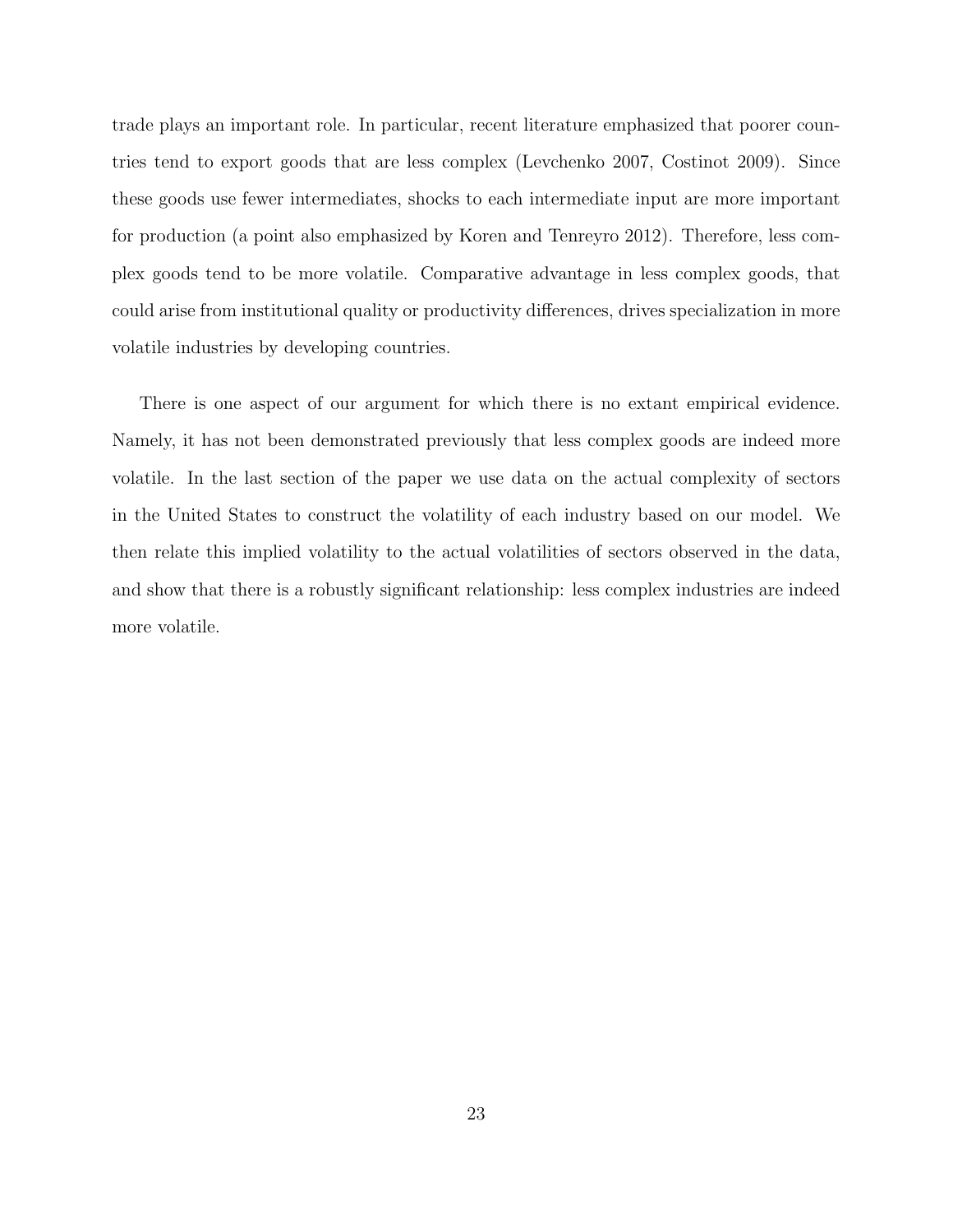trade plays an important role. In particular, recent literature emphasized that poorer countries tend to export goods that are less complex (Levchenko 2007, Costinot 2009). Since these goods use fewer intermediates, shocks to each intermediate input are more important for production (a point also emphasized by Koren and Tenreyro 2012). Therefore, less complex goods tend to be more volatile. Comparative advantage in less complex goods, that could arise from institutional quality or productivity differences, drives specialization in more volatile industries by developing countries.

There is one aspect of our argument for which there is no extant empirical evidence. Namely, it has not been demonstrated previously that less complex goods are indeed more volatile. In the last section of the paper we use data on the actual complexity of sectors in the United States to construct the volatility of each industry based on our model. We then relate this implied volatility to the actual volatilities of sectors observed in the data, and show that there is a robustly significant relationship: less complex industries are indeed more volatile.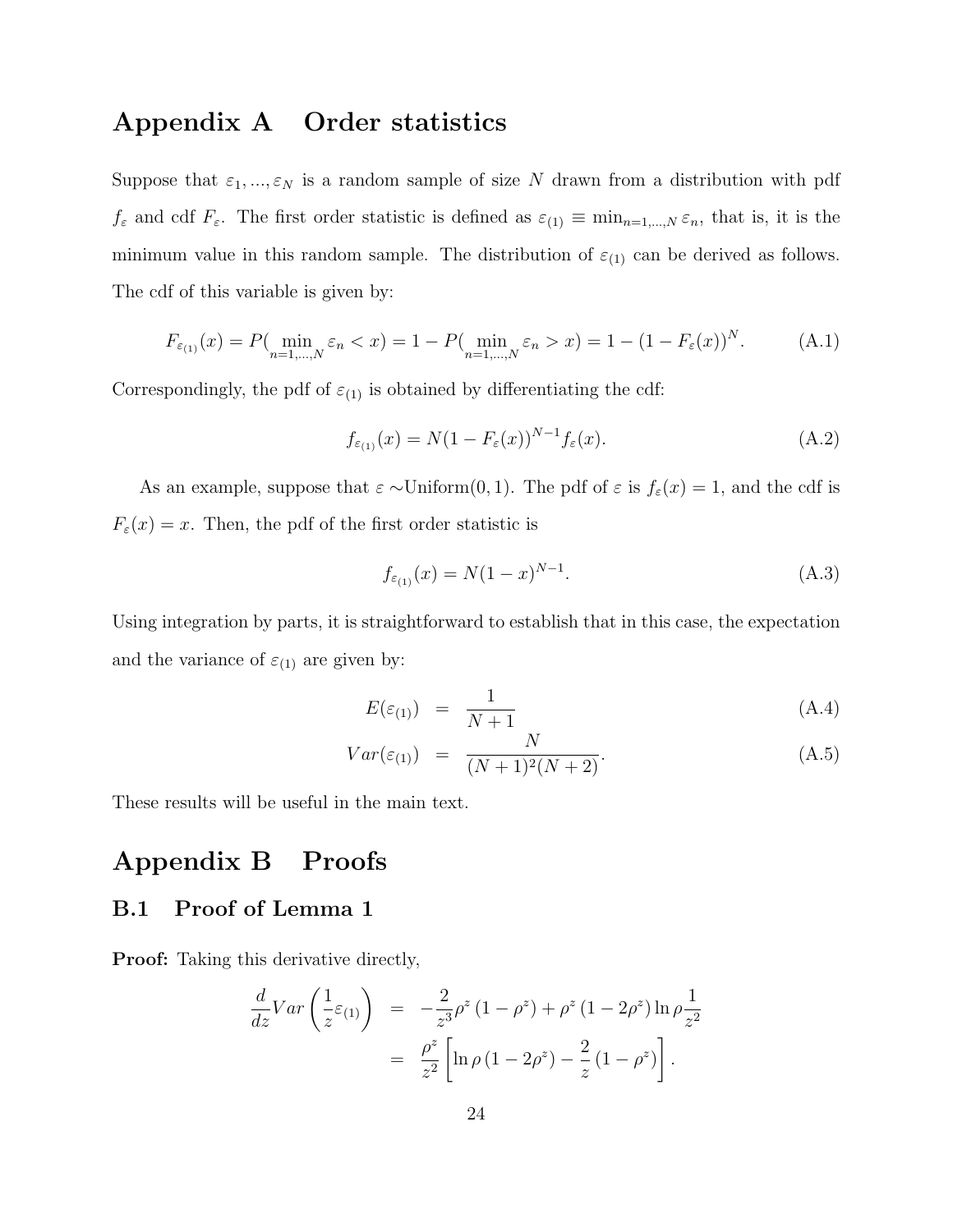# Appendix A Order statistics

Suppose that $\varepsilon_1, ..., \varepsilon_N$ is a random sample of size $N$ drawn from a distribution with pdf $f_\varepsilon$ and cdf $F_\varepsilon$. The first order statistic is defined as $\varepsilon_{(1)} \equiv \min_{n=1,...,N} \varepsilon_n$, that is, it is the minimum value in this random sample. The distribution of $\varepsilon_{(1)}$ can be derived as follows. The cdf of this variable is given by:

$$F_{\varepsilon_{(1)}}(x) = P(\min_{n=1,...,N} \varepsilon_n < x) = 1 - P(\min_{n=1,...,N} \varepsilon_n > x) = 1 - (1 - F_\varepsilon(x))^N. \tag{A.1}$$

Correspondingly, the pdf of $\varepsilon_{(1)}$ is obtained by differentiating the cdf:

$$f_{\varepsilon_{(1)}}(x) = N(1 - F_\varepsilon(x))^{N-1} f_\varepsilon(x). \tag{A.2}$$

As an example, suppose that $\varepsilon \sim$Uniform$(0, 1)$. The pdf of $\varepsilon$ is $f_\varepsilon(x) = 1$, and the cdf is $F_\varepsilon(x) = x$. Then, the pdf of the first order statistic is

$$f_{\varepsilon_{(1)}}(x) = N(1 - x)^{N-1}. \tag{A.3}$$

Using integration by parts, it is straightforward to establish that in this case, the expectation and the variance of $\varepsilon_{(1)}$ are given by:

$$E(\varepsilon_{(1)}) = \frac{1}{N+1} \tag{A.4}$$

$$Var(\varepsilon_{(1)}) = \frac{N}{(N+1)^2(N+2)}. \tag{A.5}$$

These results will be useful in the main text.

# Appendix B Proofs

## B.1 Proof of Lemma 1

**Proof:** Taking this derivative directly,

$$\begin{aligned}
\frac{d}{dz} Var\left(\frac{1}{z}\varepsilon_{(1)}\right) &= -\frac{2}{z^3}\rho^z(1-\rho^z) + \rho^z(1-2\rho^z)\ln\rho\frac{1}{z^2} \\
&= \frac{\rho^z}{z^2}\left[\ln\rho(1-2\rho^z) - \frac{2}{z}(1-\rho^z)\right].
\end{aligned}$$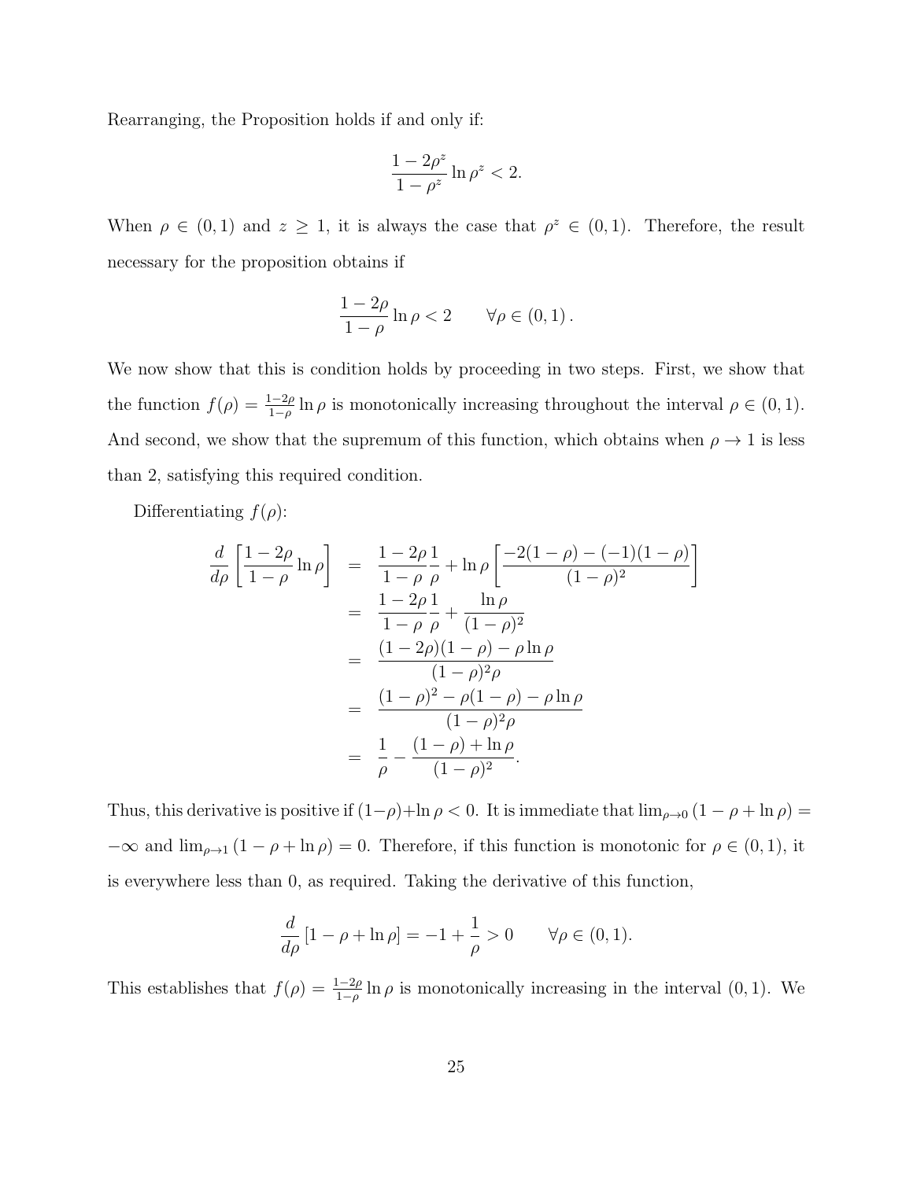Rearranging, the Proposition holds if and only if:

$$\frac{1-2\rho^z}{1-\rho^z}\ln\rho^z < 2.$$

When $\rho \in (0,1)$ and $z \geq 1$, it is always the case that $\rho^z \in (0,1)$. Therefore, the result necessary for the proposition obtains if

$$\frac{1-2\rho}{1-\rho}\ln\rho < 2 \qquad \forall\rho \in (0,1)\,.$$

We now show that this is condition holds by proceeding in two steps. First, we show that the function $f(\rho) = \frac{1-2\rho}{1-\rho}\ln\rho$ is monotonically increasing throughout the interval $\rho \in (0,1)$. And second, we show that the supremum of this function, which obtains when $\rho \to 1$ is less than 2, satisfying this required condition.

Differentiating $f(\rho)$:

$$\begin{aligned}
\frac{d}{d\rho}\left[\frac{1-2\rho}{1-\rho}\ln\rho\right] &= \frac{1-2\rho}{1-\rho}\frac{1}{\rho} + \ln\rho\left[\frac{-2(1-\rho)-(-1)(1-\rho)}{(1-\rho)^2}\right] \\
&= \frac{1-2\rho}{1-\rho}\frac{1}{\rho} + \frac{\ln\rho}{(1-\rho)^2} \\
&= \frac{(1-2\rho)(1-\rho)-\rho\ln\rho}{(1-\rho)^2\rho} \\
&= \frac{(1-\rho)^2-\rho(1-\rho)-\rho\ln\rho}{(1-\rho)^2\rho} \\
&= \frac{1}{\rho} - \frac{(1-\rho)+\ln\rho}{(1-\rho)^2}.
\end{aligned}$$

Thus, this derivative is positive if $(1-\rho)+\ln\rho < 0$. It is immediate that $\lim_{\rho\to 0}(1-\rho+\ln\rho) = -\infty$ and $\lim_{\rho\to 1}(1-\rho+\ln\rho) = 0$. Therefore, if this function is monotonic for $\rho \in (0,1)$, it is everywhere less than 0, as required. Taking the derivative of this function,

$$\frac{d}{d\rho}\left[1-\rho+\ln\rho\right] = -1+\frac{1}{\rho} > 0 \qquad \forall\rho \in (0,1).$$

This establishes that $f(\rho) = \frac{1-2\rho}{1-\rho}\ln\rho$ is monotonically increasing in the interval $(0,1)$. We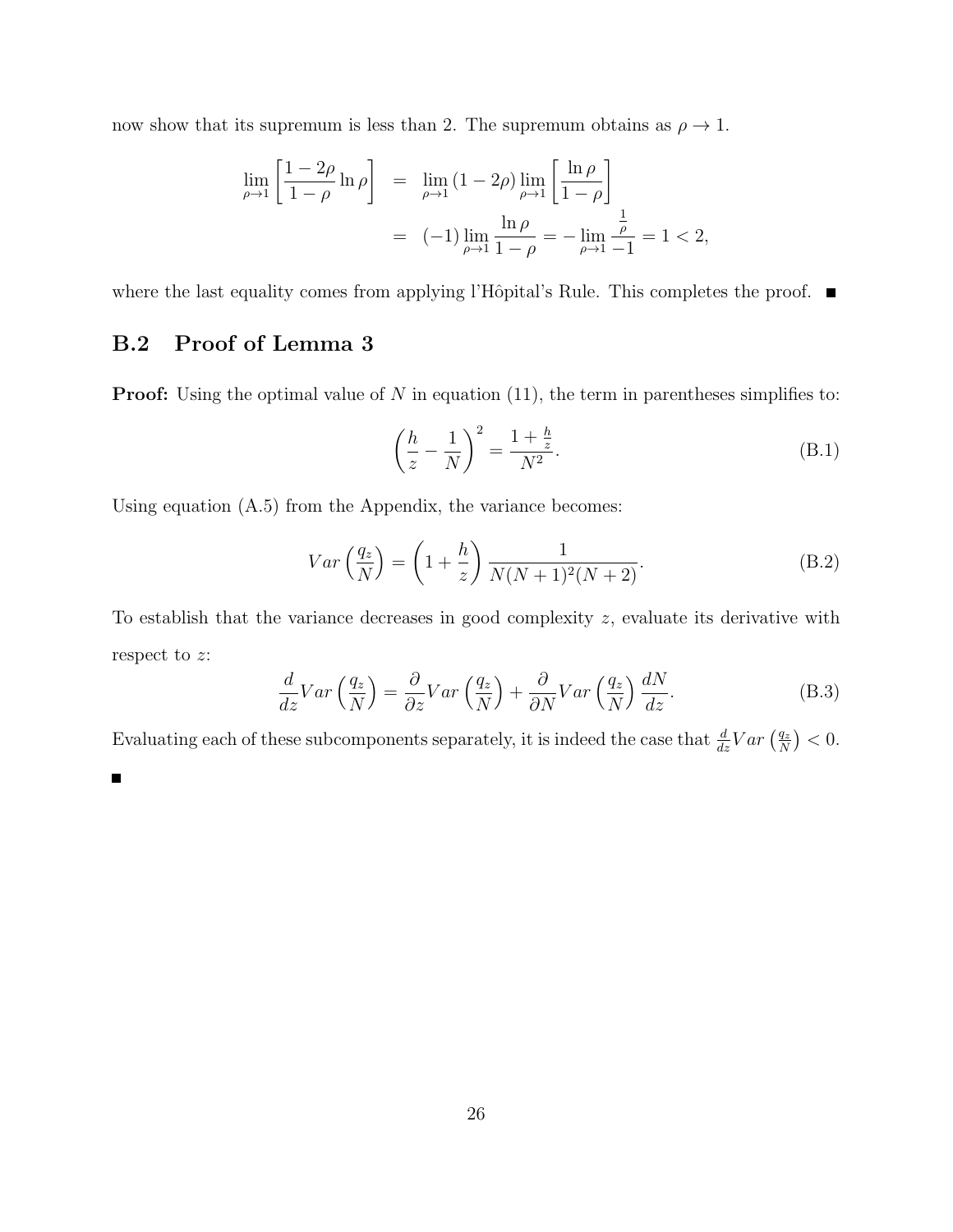now show that its supremum is less than 2. The supremum obtains as $\rho \to 1$.

$$
\begin{aligned}
\lim_{\rho \to 1} \left[ \frac{1-2\rho}{1-\rho} \ln \rho \right] &= \lim_{\rho \to 1} (1-2\rho) \lim_{\rho \to 1} \left[ \frac{\ln \rho}{1-\rho} \right] \\
&= (-1) \lim_{\rho \to 1} \frac{\ln \rho}{1-\rho} = -\lim_{\rho \to 1} \frac{\frac{1}{\rho}}{-1} = 1 < 2,
\end{aligned}
$$

where the last equality comes from applying l'Hôpital's Rule. This completes the proof. ■

## B.2 Proof of Lemma 3

**Proof:** Using the optimal value of $N$ in equation (11), the term in parentheses simplifies to:

$$
\left( \frac{h}{z} - \frac{1}{N} \right)^2 = \frac{1 + \frac{h}{z}}{N^2}. \tag{B.1}
$$

Using equation (A.5) from the Appendix, the variance becomes:

$$
Var\left( \frac{q_z}{N} \right) = \left( 1 + \frac{h}{z} \right) \frac{1}{N(N+1)^2(N+2)}. \tag{B.2}
$$

To establish that the variance decreases in good complexity $z$, evaluate its derivative with respect to $z$:

$$
\frac{d}{dz} Var\left( \frac{q_z}{N} \right) = \frac{\partial}{\partial z} Var\left( \frac{q_z}{N} \right) + \frac{\partial}{\partial N} Var\left( \frac{q_z}{N} \right) \frac{dN}{dz}. \tag{B.3}
$$

Evaluating each of these subcomponents separately, it is indeed the case that $\frac{d}{dz} Var\left( \frac{q_z}{N} \right) < 0$.

■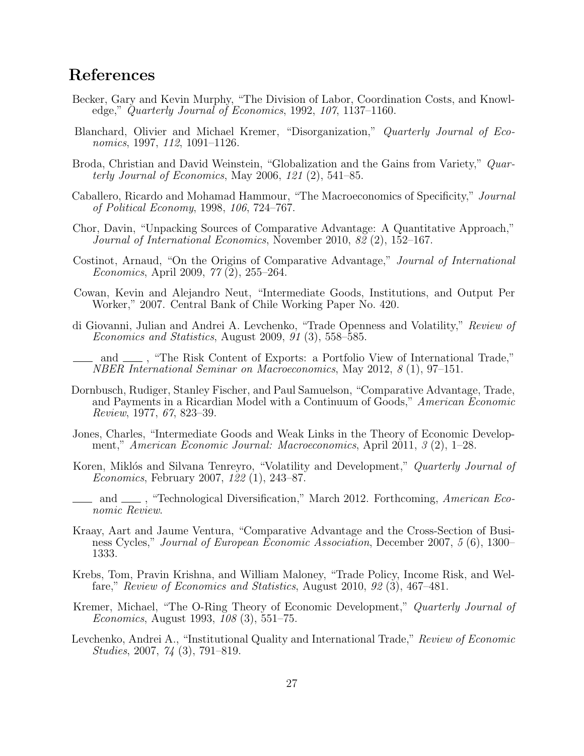## References

Becker, Gary and Kevin Murphy, "The Division of Labor, Coordination Costs, and Knowledge," *Quarterly Journal of Economics*, 1992, *107*, 1137–1160.

Blanchard, Olivier and Michael Kremer, "Disorganization," *Quarterly Journal of Economics*, 1997, *112*, 1091–1126.

Broda, Christian and David Weinstein, "Globalization and the Gains from Variety," *Quarterly Journal of Economics*, May 2006, *121* (2), 541–85.

Caballero, Ricardo and Mohamad Hammour, "The Macroeconomics of Specificity," *Journal of Political Economy*, 1998, *106*, 724–767.

Chor, Davin, "Unpacking Sources of Comparative Advantage: A Quantitative Approach," *Journal of International Economics*, November 2010, *82* (2), 152–167.

Costinot, Arnaud, "On the Origins of Comparative Advantage," *Journal of International Economics*, April 2009, *77* (2), 255–264.

Cowan, Kevin and Alejandro Neut, "Intermediate Goods, Institutions, and Output Per Worker," 2007. Central Bank of Chile Working Paper No. 420.

di Giovanni, Julian and Andrei A. Levchenko, "Trade Openness and Volatility," *Review of Economics and Statistics*, August 2009, *91* (3), 558–585.

\_\_\_\_ and \_\_\_\_ , "The Risk Content of Exports: a Portfolio View of International Trade," *NBER International Seminar on Macroeconomics*, May 2012, *8* (1), 97–151.

Dornbusch, Rudiger, Stanley Fischer, and Paul Samuelson, "Comparative Advantage, Trade, and Payments in a Ricardian Model with a Continuum of Goods," *American Economic Review*, 1977, *67*, 823–39.

Jones, Charles, "Intermediate Goods and Weak Links in the Theory of Economic Development," *American Economic Journal: Macroeconomics*, April 2011, *3* (2), 1–28.

Koren, Miklós and Silvana Tenreyro, "Volatility and Development," *Quarterly Journal of Economics*, February 2007, *122* (1), 243–87.

\_\_\_\_ and \_\_\_\_ , "Technological Diversification," March 2012. Forthcoming, *American Economic Review*.

Kraay, Aart and Jaume Ventura, "Comparative Advantage and the Cross-Section of Business Cycles," *Journal of European Economic Association*, December 2007, *5* (6), 1300–1333.

Krebs, Tom, Pravin Krishna, and William Maloney, "Trade Policy, Income Risk, and Welfare," *Review of Economics and Statistics*, August 2010, *92* (3), 467–481.

Kremer, Michael, "The O-Ring Theory of Economic Development," *Quarterly Journal of Economics*, August 1993, *108* (3), 551–75.

Levchenko, Andrei A., "Institutional Quality and International Trade," *Review of Economic Studies*, 2007, *74* (3), 791–819.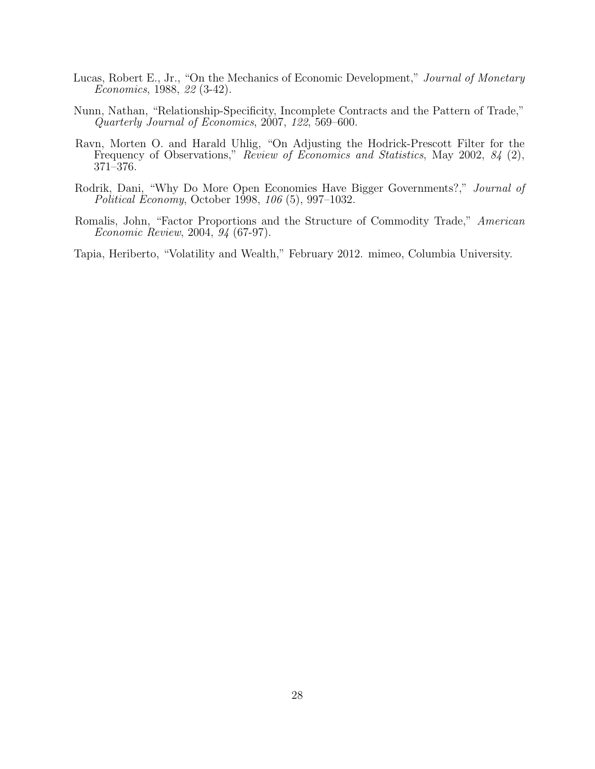Lucas, Robert E., Jr., "On the Mechanics of Economic Development," *Journal of Monetary Economics*, 1988, *22* (3-42).

Nunn, Nathan, "Relationship-Specificity, Incomplete Contracts and the Pattern of Trade," *Quarterly Journal of Economics*, 2007, *122*, 569–600.

Ravn, Morten O. and Harald Uhlig, "On Adjusting the Hodrick-Prescott Filter for the Frequency of Observations," *Review of Economics and Statistics*, May 2002, *84* (2), 371–376.

Rodrik, Dani, "Why Do More Open Economies Have Bigger Governments?," *Journal of Political Economy*, October 1998, *106* (5), 997–1032.

Romalis, John, "Factor Proportions and the Structure of Commodity Trade," *American Economic Review*, 2004, *94* (67-97).

Tapia, Heriberto, "Volatility and Wealth," February 2012. mimeo, Columbia University.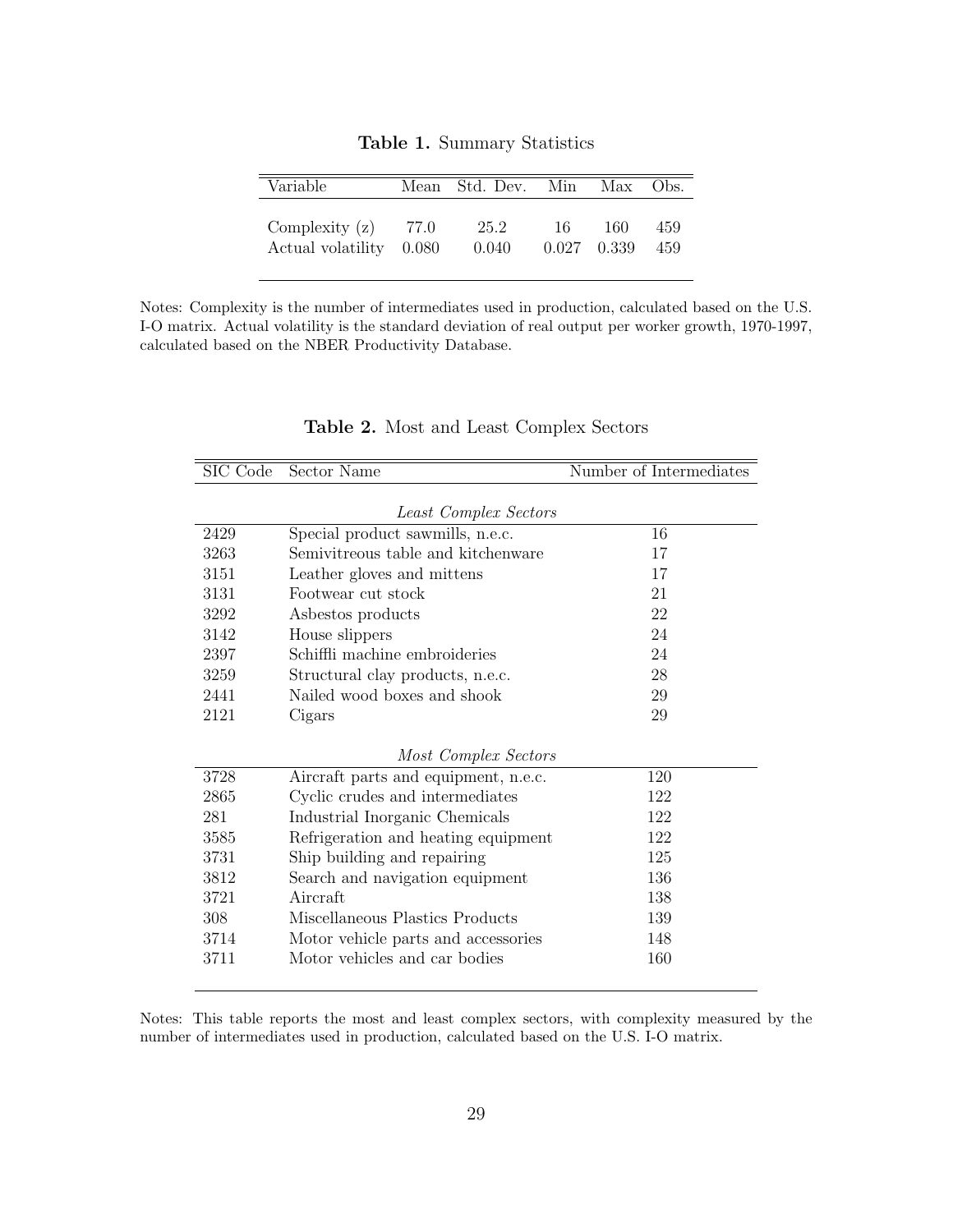**Table 1.** Summary Statistics

| Variable | Mean | Std. Dev. | Min | Max | Obs. |
|---|---|---|---|---|---|
| Complexity (z) | 77.0 | 25.2 | 16 | 160 | 459 |
| Actual volatility | 0.080 | 0.040 | 0.027 | 0.339 | 459 |

Notes: Complexity is the number of intermediates used in production, calculated based on the U.S. I-O matrix. Actual volatility is the standard deviation of real output per worker growth, 1970-1997, calculated based on the NBER Productivity Database.

**Table 2.** Most and Least Complex Sectors

| SIC Code | Sector Name | Number of Intermediates |
|---|---|---|
| | *Least Complex Sectors* | |
| 2429 | Special product sawmills, n.e.c. | 16 |
| 3263 | Semivitreous table and kitchenware | 17 |
| 3151 | Leather gloves and mittens | 17 |
| 3131 | Footwear cut stock | 21 |
| 3292 | Asbestos products | 22 |
| 3142 | House slippers | 24 |
| 2397 | Schiffli machine embroideries | 24 |
| 3259 | Structural clay products, n.e.c. | 28 |
| 2441 | Nailed wood boxes and shook | 29 |
| 2121 | Cigars | 29 |
| | *Most Complex Sectors* | |
| 3728 | Aircraft parts and equipment, n.e.c. | 120 |
| 2865 | Cyclic crudes and intermediates | 122 |
| 281 | Industrial Inorganic Chemicals | 122 |
| 3585 | Refrigeration and heating equipment | 122 |
| 3731 | Ship building and repairing | 125 |
| 3812 | Search and navigation equipment | 136 |
| 3721 | Aircraft | 138 |
| 308 | Miscellaneous Plastics Products | 139 |
| 3714 | Motor vehicle parts and accessories | 148 |
| 3711 | Motor vehicles and car bodies | 160 |

Notes: This table reports the most and least complex sectors, with complexity measured by the number of intermediates used in production, calculated based on the U.S. I-O matrix.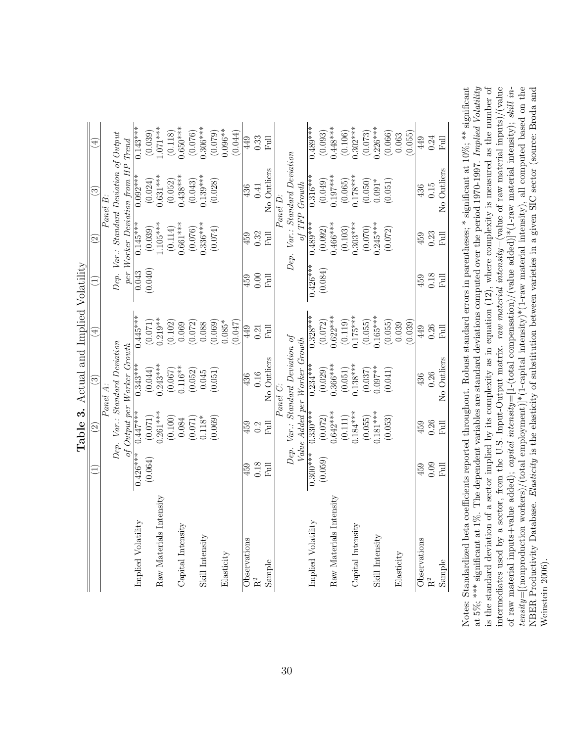**Table 3.** Actual and Implied Volatility

| | (1) | (2) | (3) | (4) | (1) | (2) | (3) | (4) |
|---|---|---|---|---|---|---|---|---|
| | *Panel A:* *Dep. Var.: Standard Deviation of Output per Worker Growth* | | | | *Panel B:* *Dep. Var.: Standard Deviation of Output per Worker Deviation from HP Trend* | | | |
| Implied Volatility | 0.426*** | 0.447*** | 0.343*** | 0.445*** | 0.043 | 0.145*** | 0.092*** | 0.143*** |
| | (0.064) | (0.071) | (0.044) | (0.071) | (0.040) | (0.039) | (0.024) | (0.039) |
| Raw Materials Intensity | | 0.261*** | 0.243*** | 0.219** | | 1.105*** | 0.631*** | 1.071*** |
| | | (0.100) | (0.067) | (0.102) | | (0.114) | (0.052) | (0.118) |
| Capital Intensity | | 0.084 | 0.116** | 0.069 | | 0.661*** | 0.438*** | 0.650*** |
| | | (0.071) | (0.052) | (0.072) | | (0.076) | (0.043) | (0.076) |
| Skill Intensity | | 0.118* | 0.045 | 0.088 | | 0.336*** | 0.139*** | 0.306*** |
| | | (0.069) | (0.051) | (0.069) | | (0.074) | (0.028) | (0.079) |
| Elasticity | | | | 0.085* | | | | 0.096** |
| | | | | (0.047) | | | | (0.044) |
| Observations | 459 | 459 | 436 | 449 | 459 | 459 | 436 | 449 |
| $R^2$ | 0.18 | 0.2 | 0.16 | 0.21 | 0.00 | 0.32 | 0.41 | 0.33 |
| Sample | Full | Full | No Outliers | Full | Full | Full | No Outliers | Full |
| | *Panel C:* *Dep. Var.: Standard Deviation of Value Added per Worker Growth* | | | | *Panel D:* *Dep. Var.: Standard Deviation of TFP Growth* | | | |
| Implied Volatility | 0.300*** | 0.330*** | 0.234*** | 0.328*** | 0.426*** | 0.489*** | 0.316*** | 0.489*** |
| | (0.059) | (0.072) | (0.029) | (0.072) | (0.084) | (0.092) | (0.049) | (0.093) |
| Raw Materials Intensity | | 0.642*** | 0.366*** | 0.622*** | | 0.466*** | 0.197*** | 0.448*** |
| | | (0.111) | (0.051) | (0.119) | | (0.103) | (0.065) | (0.106) |
| Capital Intensity | | 0.184*** | 0.138*** | 0.175*** | | 0.303*** | 0.178*** | 0.302*** |
| | | (0.055) | (0.037) | (0.055) | | (0.070) | (0.050) | (0.073) |
| Skill Intensity | | 0.181*** | 0.097** | 0.165*** | | 0.245*** | 0.091* | 0.226*** |
| | | (0.053) | (0.041) | (0.055) | | (0.072) | (0.051) | (0.066) |
| Elasticity | | | | 0.039 | | | | 0.063 |
| | | | | (0.039) | | | | (0.055) |
| Observations | 459 | 459 | 436 | 449 | 459 | 459 | 436 | 449 |
| $R^2$ | 0.09 | 0.26 | 0.26 | 0.26 | 0.18 | 0.23 | 0.15 | 0.24 |
| Sample | Full | Full | No Outliers | Full | Full | Full | No Outliers | Full |

Notes: Standardized beta coefficients reported throughout. Robust standard errors in parentheses; * significant at 10%; ** significant at 5%; *** significant at 1%. The dependent variables are standard deviations computed over the period 1970-1997. *Implied Volatility* is the standard deviation of a sector implied by its complexity as in equation (12), where complexity is measured as the number of intermediates used by a sector, from the U.S. Input-Output matrix. *raw material intensity*=(value of raw material inputs)/(value of raw material inputs+value added); *capital intensity*=[1-(total compensation)/(value added)]*(1-raw material intensity); *skill intensity*=[(nonproduction workers)/(total employment)]*(1-capital intensity)*(1-raw material intensity), all computed based on the NBER Productivity Database. *Elasticity* is the elasticity of substitution between varieties in a given SIC sector (source: Broda and Weinstein 2006).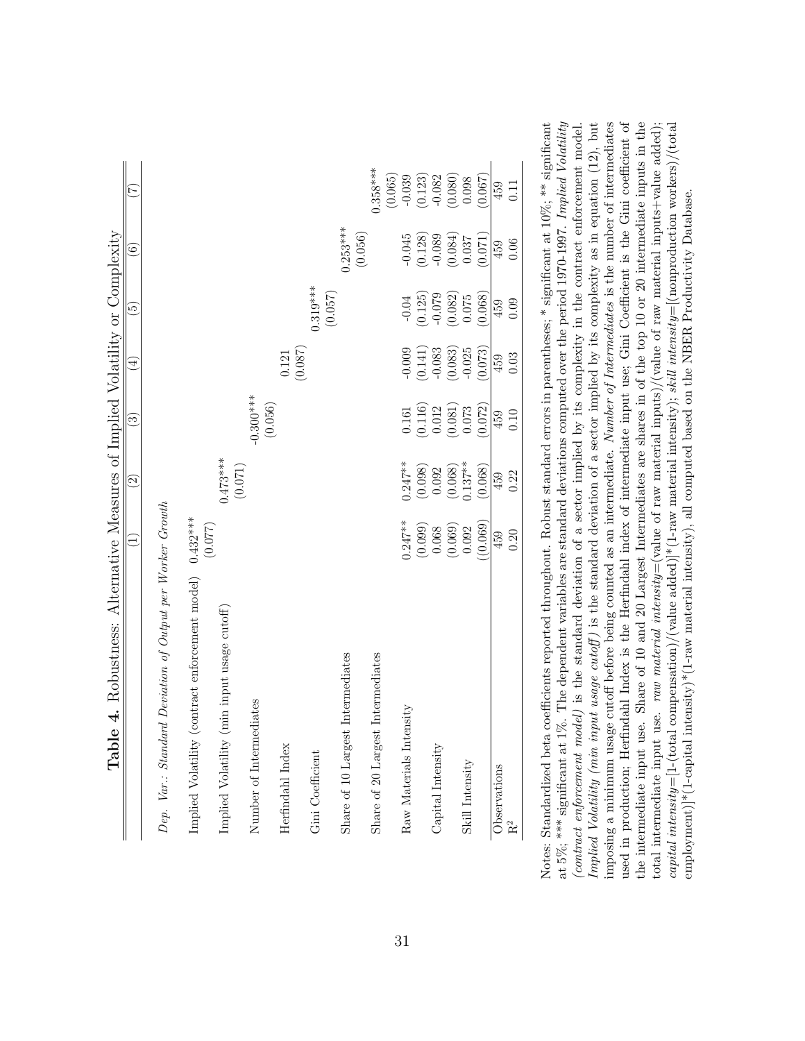**Table 4.** Robustness: Alternative Measures of Implied Volatility or Complexity

| | (1) | (2) | (3) | (4) | (5) | (6) | (7) |
|---|---|---|---|---|---|---|---|
| *Dep. Var.: Standard Deviation of Output per Worker Growth* | | | | | | | |
| Implied Volatility (contract enforcement model) | 0.432*** | | | | | | |
| | (0.077) | | | | | | |
| Implied Volatility (min input usage cutoff) | | 0.473*** | | | | | |
| | | (0.071) | | | | | |
| Number of Intermediates | | | -0.300*** | | | | |
| | | | (0.056) | | | | |
| Herfindahl Index | | | | 0.121 | | | |
| | | | | (0.087) | | | |
| Gini Coefficient | | | | | 0.319*** | | |
| | | | | | (0.057) | | |
| Share of 10 Largest Intermediates | | | | | | 0.253*** | |
| | | | | | | (0.056) | |
| Share of 20 Largest Intermediates | | | | | | | 0.358*** |
| | | | | | | | (0.065) |
| Raw Materials Intensity | 0.247** | 0.247** | 0.161 | -0.009 | -0.04 | -0.045 | -0.039 |
| | (0.099) | (0.098) | (0.116) | (0.141) | (0.125) | (0.128) | (0.123) |
| Capital Intensity | 0.068 | 0.092 | 0.012 | -0.083 | -0.079 | -0.089 | -0.082 |
| | (0.069) | (0.068) | (0.081) | (0.083) | (0.082) | (0.084) | (0.080) |
| Skill Intensity | 0.092 | 0.137** | 0.073 | -0.025 | 0.075 | 0.037 | 0.098 |
| | ((0.069) | (0.068) | (0.072) | (0.073) | (0.068) | (0.071) | (0.067) |
| Observations | 459 | 459 | 459 | 459 | 459 | 459 | 459 |
| $R^2$ | 0.20 | 0.22 | 0.10 | 0.03 | 0.09 | 0.06 | 0.11 |

Notes: Standardized beta coefficients reported throughout. Robust standard errors in parentheses; * significant at 10%; ** significant at 5%; *** significant at 1%. The dependent variables are standard deviations computed over the period 1970-1997. *Implied Volatility (contract enforcement model)* is the standard deviation of a sector implied by its complexity in the contract enforcement model. *Implied Volatility (min input usage cutoff)* is the standard deviation of a sector implied by its complexity as in equation (12), but imposing a minimum usage cutoff before being counted as an intermediate. *Number of Intermediates* is the number of intermediates used in production; Herfindahl Index is the Herfindahl index of intermediate input use; Gini Coefficient is the Gini coefficient of the intermediate input use. Share of 10 and 20 Largest Intermediates are shares in of the top 10 or 20 intermediate inputs in the total intermediate input use. *raw material intensity*=(value of raw material inputs)/(value of raw material inputs+value added); *capital intensity*=[1-(total compensation)/(value added)]*(1-raw material intensity); *skill intensity*=[(nonproduction workers)/(total employment)]*(1-capital intensity)*(1-raw material intensity), all computed based on the NBER Productivity Database.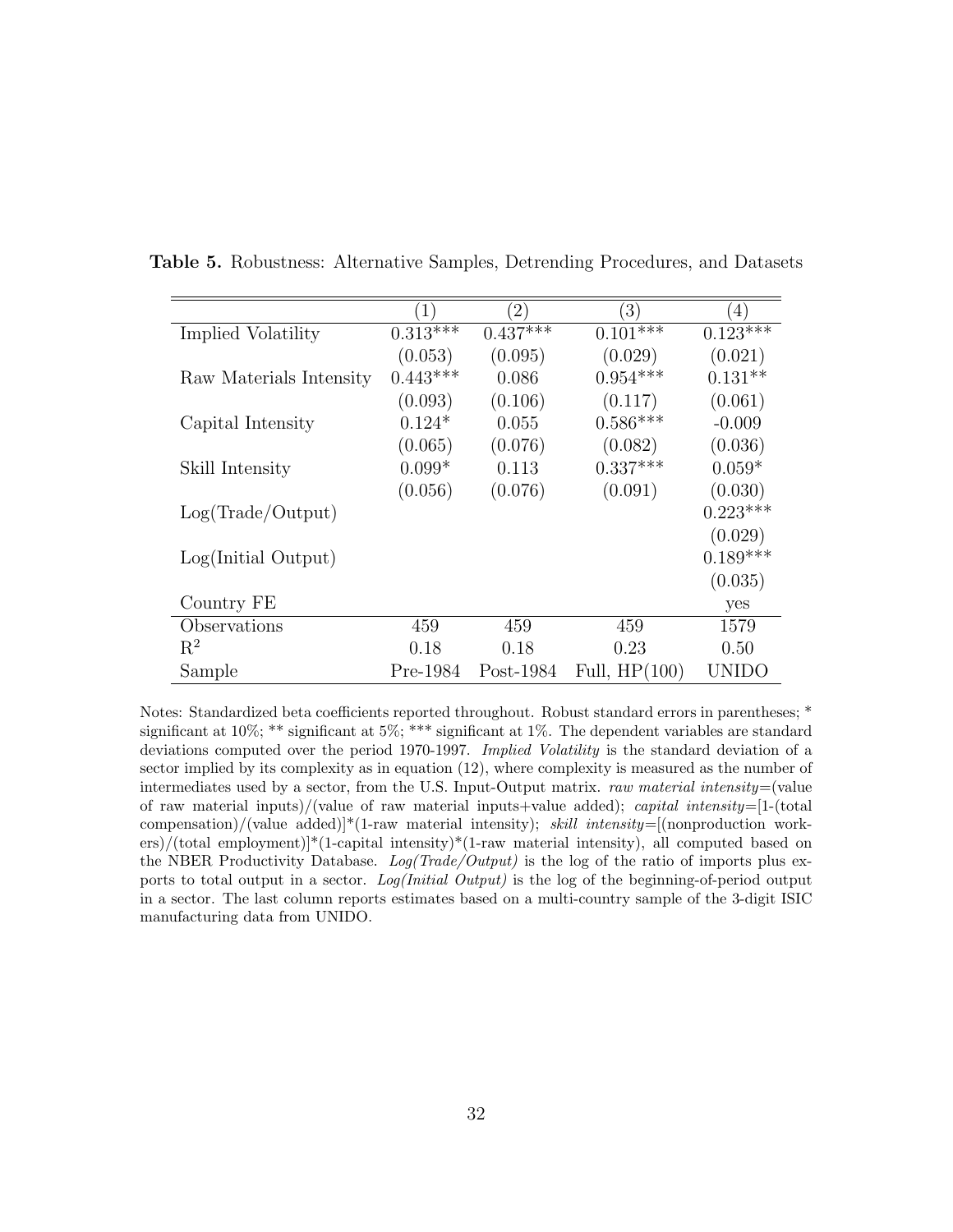**Table 5.** Robustness: Alternative Samples, Detrending Procedures, and Datasets

| | (1) | (2) | (3) | (4) |
|---|---|---|---|---|
| Implied Volatility | 0.313*** | 0.437*** | 0.101*** | 0.123*** |
| | (0.053) | (0.095) | (0.029) | (0.021) |
| Raw Materials Intensity | 0.443*** | 0.086 | 0.954*** | 0.131** |
| | (0.093) | (0.106) | (0.117) | (0.061) |
| Capital Intensity | 0.124* | 0.055 | 0.586*** | -0.009 |
| | (0.065) | (0.076) | (0.082) | (0.036) |
| Skill Intensity | 0.099* | 0.113 | 0.337*** | 0.059* |
| | (0.056) | (0.076) | (0.091) | (0.030) |
| Log(Trade/Output) | | | | 0.223*** |
| | | | | (0.029) |
| Log(Initial Output) | | | | 0.189*** |
| | | | | (0.035) |
| Country FE | | | | yes |
| Observations | 459 | 459 | 459 | 1579 |
| $R^2$ | 0.18 | 0.18 | 0.23 | 0.50 |
| Sample | Pre-1984 | Post-1984 | Full, HP(100) | UNIDO |

Notes: Standardized beta coefficients reported throughout. Robust standard errors in parentheses; * significant at 10%; ** significant at 5%; *** significant at 1%. The dependent variables are standard deviations computed over the period 1970-1997. *Implied Volatility* is the standard deviation of a sector implied by its complexity as in equation (12), where complexity is measured as the number of intermediates used by a sector, from the U.S. Input-Output matrix. *raw material intensity*=(value of raw material inputs)/(value of raw material inputs+value added); *capital intensity*=[1-(total compensation)/(value added)]*(1-raw material intensity); *skill intensity*=[(nonproduction workers)/(total employment)]*(1-capital intensity)*(1-raw material intensity), all computed based on the NBER Productivity Database. *Log(Trade/Output)* is the log of the ratio of imports plus exports to total output in a sector. *Log(Initial Output)* is the log of the beginning-of-period output in a sector. The last column reports estimates based on a multi-country sample of the 3-digit ISIC manufacturing data from UNIDO.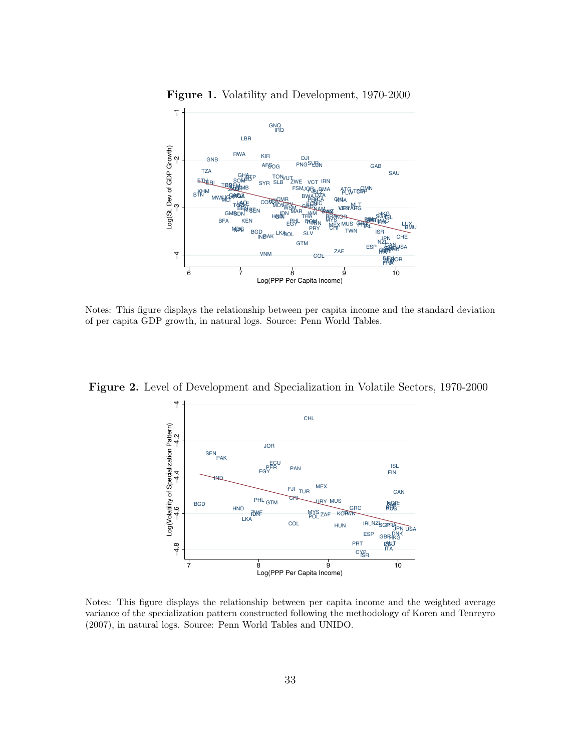**Figure 1.** Volatility and Development, 1970-2000

Notes: This figure displays the relationship between per capita income and the standard deviation of per capita GDP growth, in natural logs. Source: Penn World Tables.

**Figure 2.** Level of Development and Specialization in Volatile Sectors, 1970-2000

Notes: This figure displays the relationship between per capita income and the weighted average variance of the specialization pattern constructed following the methodology of Koren and Tenreyro (2007), in natural logs. Source: Penn World Tables and UNIDO.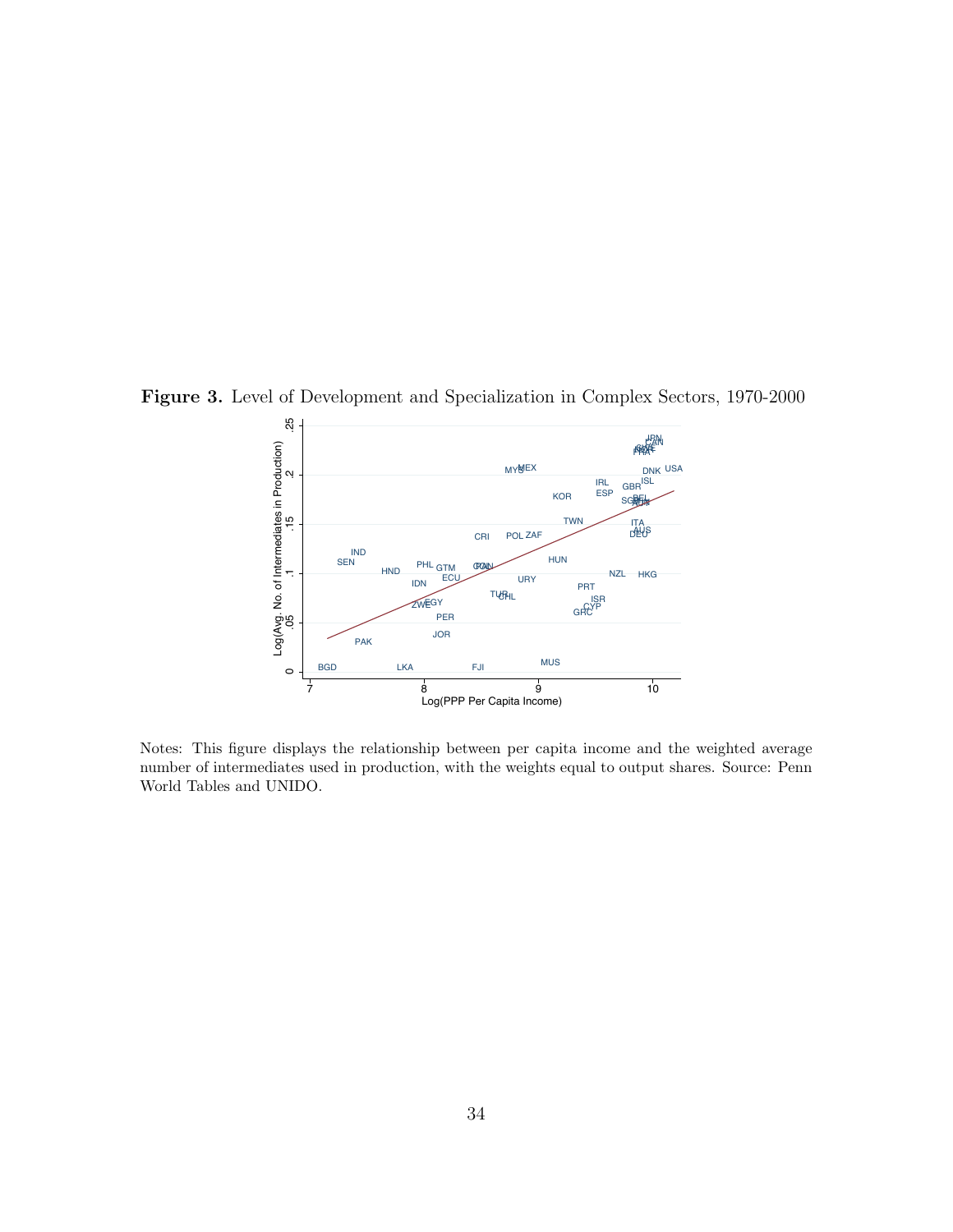**Figure 3.** Level of Development and Specialization in Complex Sectors, 1970-2000

Notes: This figure displays the relationship between per capita income and the weighted average number of intermediates used in production, with the weights equal to output shares. Source: Penn World Tables and UNIDO.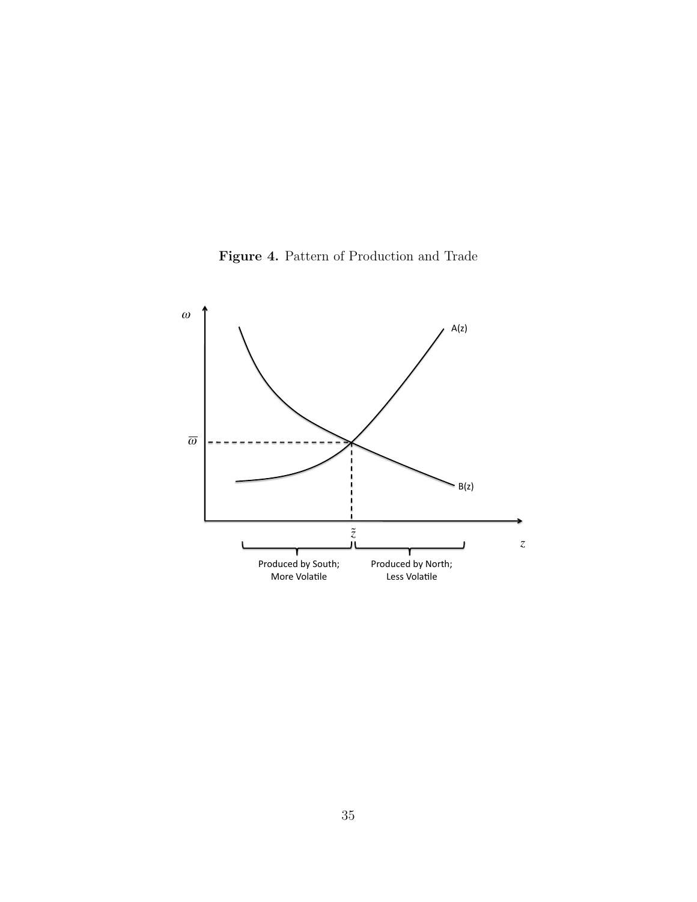**Figure 4.** Pattern of Production and Trade

$\omega$

A(z)

$\overline{\omega}$

B(z)

$\tilde{z}$

$z$

Produced by South; More Volatile

Produced by North; Less Volatile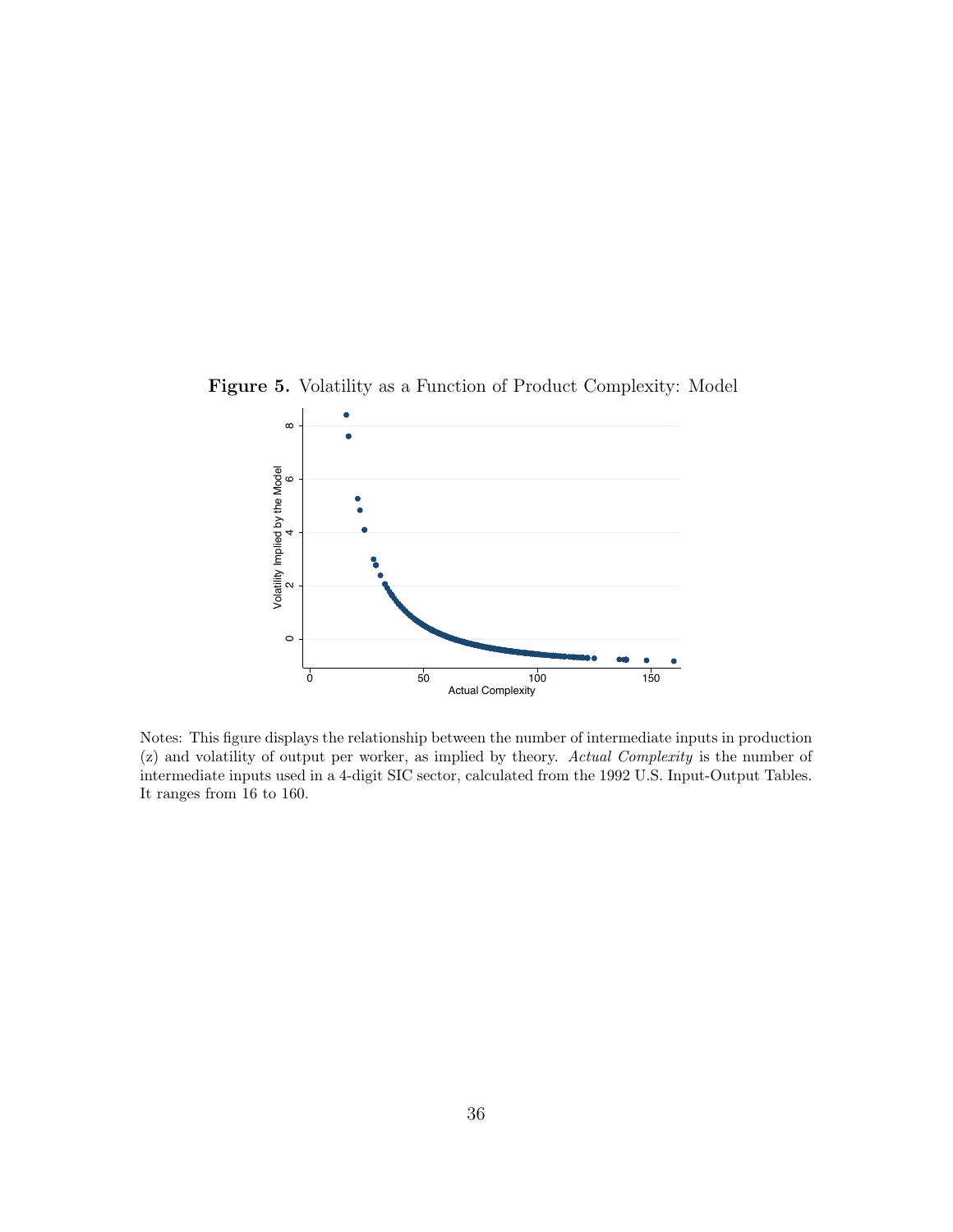**Figure 5.** Volatility as a Function of Product Complexity: Model

Notes: This figure displays the relationship between the number of intermediate inputs in production (z) and volatility of output per worker, as implied by theory. *Actual Complexity* is the number of intermediate inputs used in a 4-digit SIC sector, calculated from the 1992 U.S. Input-Output Tables. It ranges from 16 to 160.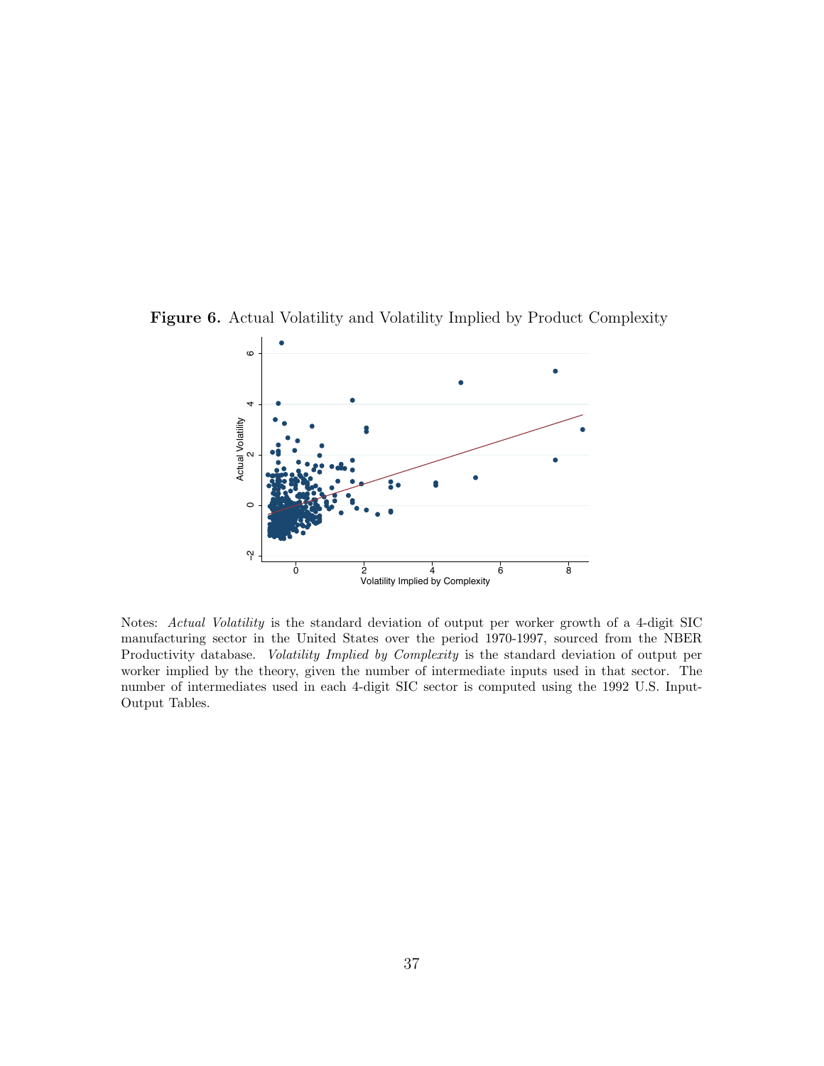**Figure 6.** Actual Volatility and Volatility Implied by Product Complexity

Actual Volatility

-2
0
2
4
6

0
2
4
6
8

Volatility Implied by Complexity

Notes: *Actual Volatility* is the standard deviation of output per worker growth of a 4-digit SIC manufacturing sector in the United States over the period 1970-1997, sourced from the NBER Productivity database. *Volatility Implied by Complexity* is the standard deviation of output per worker implied by the theory, given the number of intermediate inputs used in that sector. The number of intermediates used in each 4-digit SIC sector is computed using the 1992 U.S. Input-Output Tables.